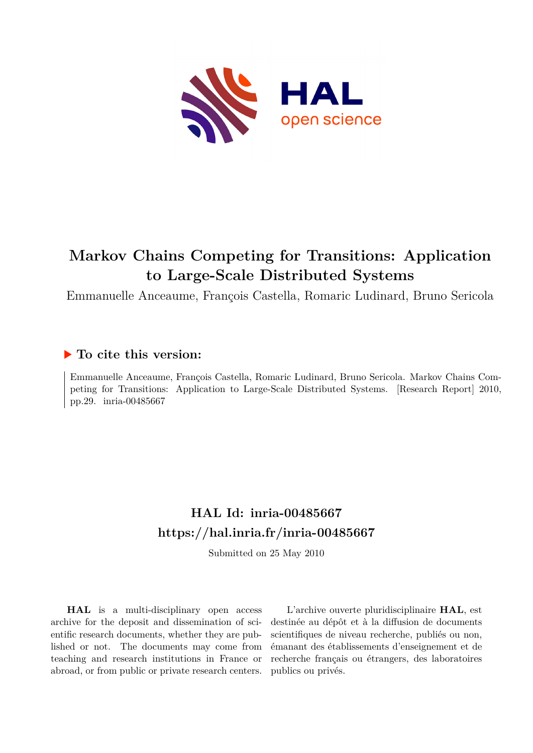# Markov Chains Competing for Transitions: Application to Large-Scale Distributed Systems

Emmanuelle Anceaume, François Castella, Romaric Ludinard, Bruno Sericola

## To cite this version:

Emmanuelle Anceaume, François Castella, Romaric Ludinard, Bruno Sericola. Markov Chains Competing for Transitions: Application to Large-Scale Distributed Systems. [Research Report] 2010, pp.29. inria-00485667

## HAL Id: inria-00485667
## https://hal.inria.fr/inria-00485667

Submitted on 25 May 2010

**HAL** is a multi-disciplinary open access archive for the deposit and dissemination of scientific research documents, whether they are published or not. The documents may come from teaching and research institutions in France or abroad, or from public or private research centers.

L'archive ouverte pluridisciplinaire **HAL**, est destinée au dépôt et à la diffusion de documents scientifiques de niveau recherche, publiés ou non, émanant des établissements d'enseignement et de recherche français ou étrangers, des laboratoires publics ou privés.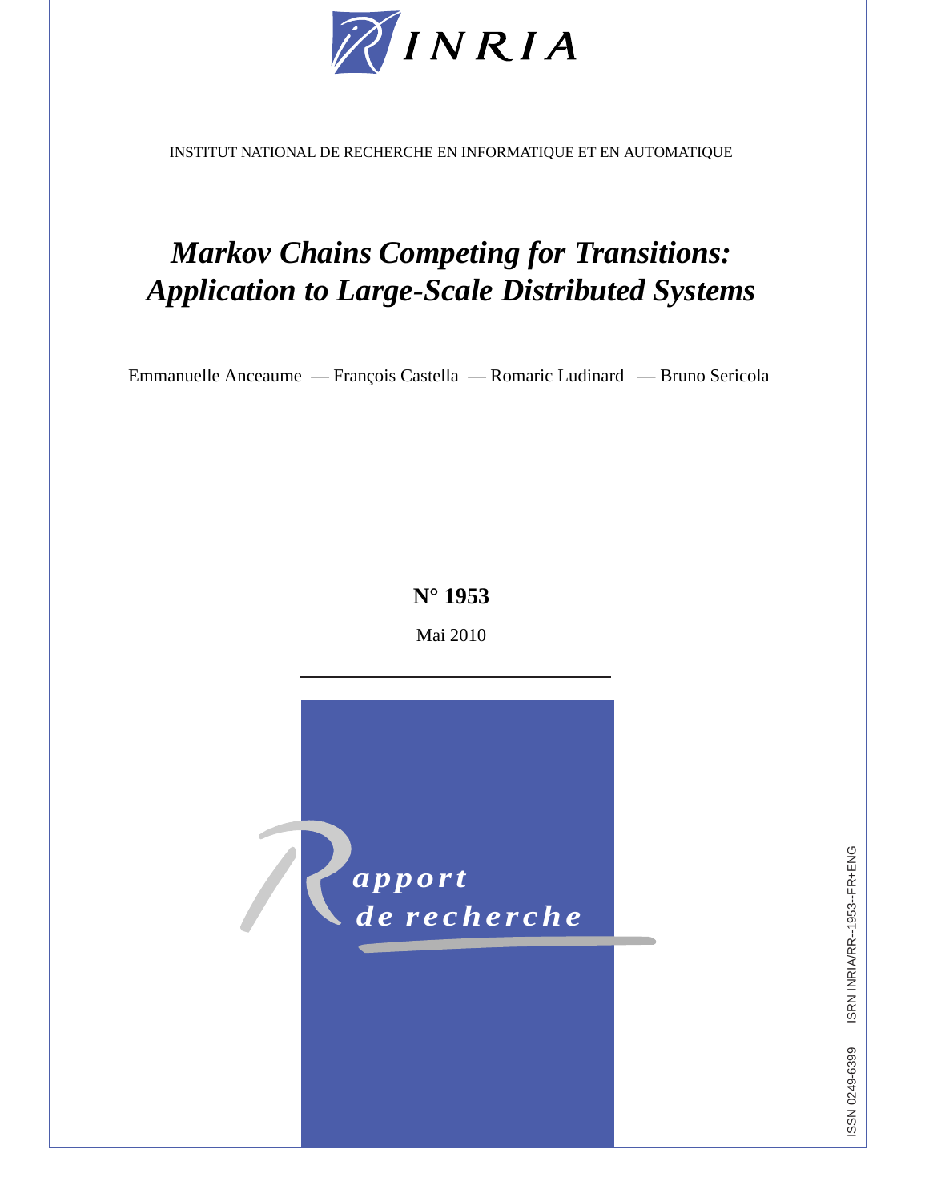INRIA

INSTITUT NATIONAL DE RECHERCHE EN INFORMATIQUE ET EN AUTOMATIQUE

# *Markov Chains Competing for Transitions: Application to Large-Scale Distributed Systems*

Emmanuelle Anceaume — François Castella — Romaric Ludinard — Bruno Sericola

**N° 1953**

Mai 2010

Rapport de recherche

ISSN 0249-6399 ISRN INRIA/RR--1953--FR+ENG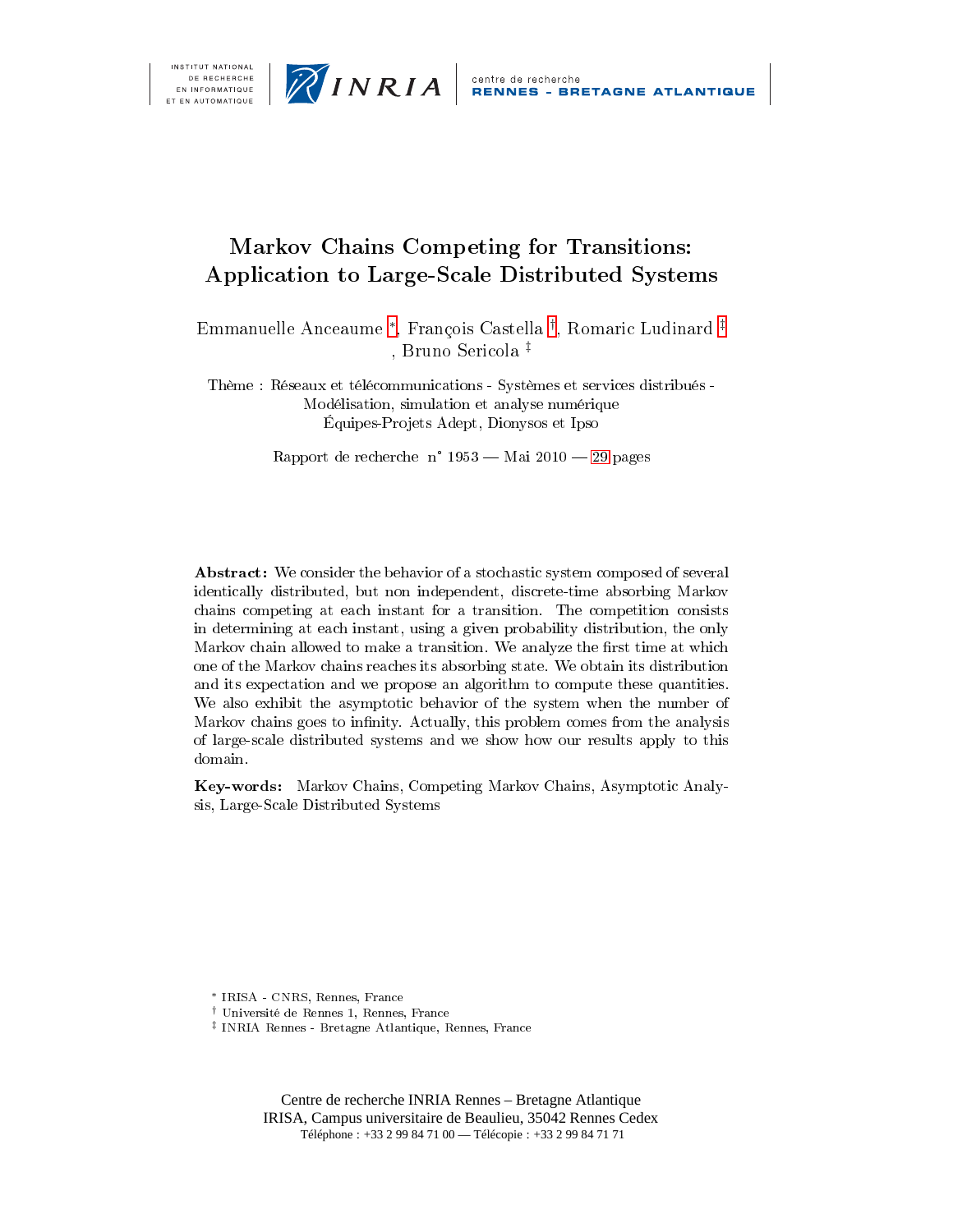# Markov Chains Competing for Transitions: Application to Large-Scale Distributed Systems

Emmanuelle Anceaume [*], François Castella [†], Romaric Ludinard [‡], Bruno Sericola [‡]

Thème : Réseaux et télécommunications - Systèmes et services distribués - Modélisation, simulation et analyse numérique
Équipes-Projets Adept, Dionysos et Ipso

Rapport de recherche n° 1953 — Mai 2010 — 29 pages

**Abstract:** We consider the behavior of a stochastic system composed of several identically distributed, but non independent, discrete-time absorbing Markov chains competing at each instant for a transition. The competition consists in determining at each instant, using a given probability distribution, the only Markov chain allowed to make a transition. We analyze the first time at which one of the Markov chains reaches its absorbing state. We obtain its distribution and its expectation and we propose an algorithm to compute these quantities. We also exhibit the asymptotic behavior of the system when the number of Markov chains goes to infinity. Actually, this problem comes from the analysis of large-scale distributed systems and we show how our results apply to this domain.

**Key-words:** Markov Chains, Competing Markov Chains, Asymptotic Analysis, Large-Scale Distributed Systems

[*] IRISA - CNRS, Rennes, France
[†] Université de Rennes 1, Rennes, France
[‡] INRIA Rennes - Bretagne Atlantique, Rennes, France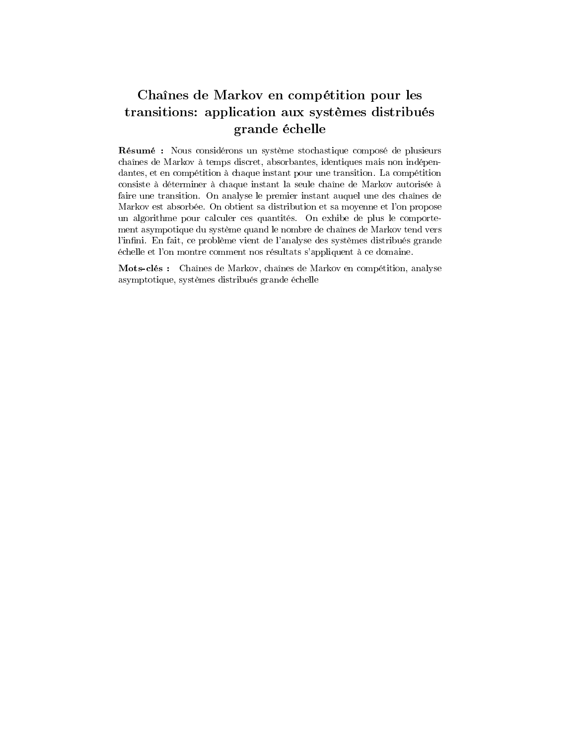# Chaînes de Markov en compétition pour les transitions: application aux systèmes distribués grande échelle

**Résumé :** Nous considérons un système stochastique composé de plusieurs chaînes de Markov à temps discret, absorbantes, identiques mais non indépendantes, et en compétition à chaque instant pour une transition. La compétition consiste à déterminer à chaque instant la seule chaîne de Markov autorisée à faire une transition. On analyse le premier instant auquel une des chaînes de Markov est absorbée. On obtient sa distribution et sa moyenne et l'on propose un algorithme pour calculer ces quantités. On exhibe de plus le comportement asympotique du système quand le nombre de chaînes de Markov tend vers l'infini. En fait, ce problème vient de l'analyse des systèmes distribués grande échelle et l'on montre comment nos résultats s'appliquent à ce domaine.

**Mots-clés :** Chaînes de Markov, chaînes de Markov en compétition, analyse asymptotique, systèmes distribués grande échelle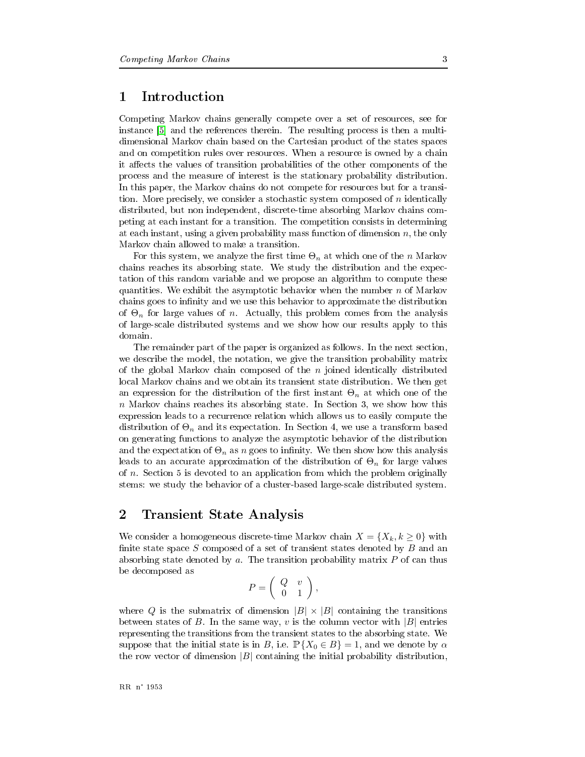# 1 Introduction

Competing Markov chains generally compete over a set of resources, see for instance [5] and the references therein. The resulting process is then a multi-dimensional Markov chain based on the Cartesian product of the states spaces and on competition rules over resources. When a resource is owned by a chain it affects the values of transition probabilities of the other components of the process and the measure of interest is the stationary probability distribution. In this paper, the Markov chains do not compete for resources but for a transition. More precisely, we consider a stochastic system composed of $n$ identically distributed, but non independent, discrete-time absorbing Markov chains competing at each instant for a transition. The competition consists in determining at each instant, using a given probability mass function of dimension $n$, the only Markov chain allowed to make a transition.

For this system, we analyze the first time $\Theta_n$ at which one of the $n$ Markov chains reaches its absorbing state. We study the distribution and the expectation of this random variable and we propose an algorithm to compute these quantities. We exhibit the asymptotic behavior when the number $n$ of Markov chains goes to infinity and we use this behavior to approximate the distribution of $\Theta_n$ for large values of $n$. Actually, this problem comes from the analysis of large-scale distributed systems and we show how our results apply to this domain.

The remainder part of the paper is organized as follows. In the next section, we describe the model, the notation, we give the transition probability matrix of the global Markov chain composed of the $n$ joined identically distributed local Markov chains and we obtain its transient state distribution. We then get an expression for the distribution of the first instant $\Theta_n$ at which one of the $n$ Markov chains reaches its absorbing state. In Section 3, we show how this expression leads to a recurrence relation which allows us to easily compute the distribution of $\Theta_n$ and its expectation. In Section 4, we use a transform based on generating functions to analyze the asymptotic behavior of the distribution and the expectation of $\Theta_n$ as $n$ goes to infinity. We then show how this analysis leads to an accurate approximation of the distribution of $\Theta_n$ for large values of $n$. Section 5 is devoted to an application from which the problem originally stems: we study the behavior of a cluster-based large-scale distributed system.

# 2 Transient State Analysis

We consider a homogeneous discrete-time Markov chain $X = \{X_k, k \geq 0\}$ with finite state space $S$ composed of a set of transient states denoted by $B$ and an absorbing state denoted by $a$. The transition probability matrix $P$ of can thus be decomposed as

$$P = \begin{pmatrix} Q & v \\ 0 & 1 \end{pmatrix},$$

where $Q$ is the submatrix of dimension $|B| \times |B|$ containing the transitions between states of $B$. In the same way, $v$ is the column vector with $|B|$ entries representing the transitions from the transient states to the absorbing state. We suppose that the initial state is in $B$, i.e. $\mathbb{P}\{X_0 \in B\} = 1$, and we denote by $\alpha$ the row vector of dimension $|B|$ containing the initial probability distribution,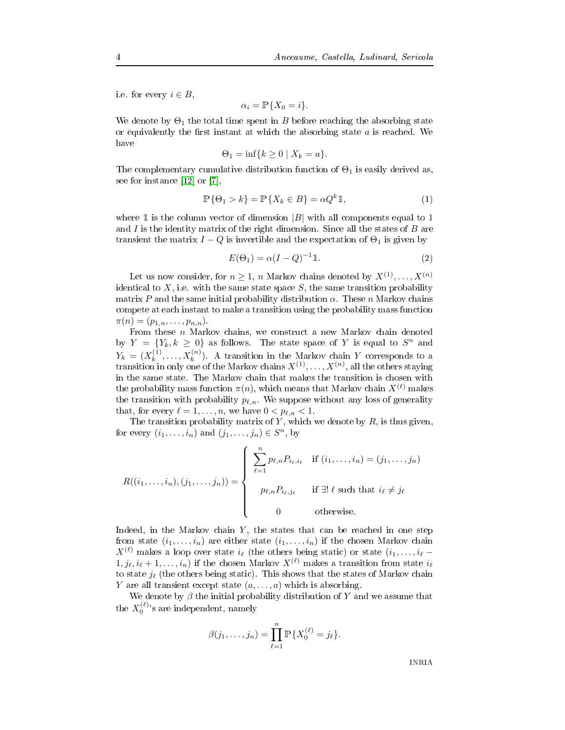i.e. for every $i \in B$,

$$\alpha_i = \mathbb{P}\{X_0 = i\}.$$

We denote by $\Theta_1$ the total time spent in $B$ before reaching the absorbing state or equivalently the first instant at which the absorbing state $a$ is reached. We have

$$\Theta_1 = \inf\{k \geq 0 \mid X_k = a\}.$$

The complementary cumulative distribution function of $\Theta_1$ is easily derived as, see for instance [12] or [7],

$$\mathbb{P}\{\Theta_1 > k\} = \mathbb{P}\{X_k \in B\} = \alpha Q^k \mathbb{1}, \tag{1}$$

where $\mathbb{1}$ is the column vector of dimension $|B|$ with all components equal to 1 and $I$ is the identity matrix of the right dimension. Since all the states of $B$ are transient the matrix $I - Q$ is invertible and the expectation of $\Theta_1$ is given by

$$E(\Theta_1) = \alpha(I - Q)^{-1}\mathbb{1}. \tag{2}$$

Let us now consider, for $n \geq 1$, $n$ Markov chains denoted by $X^{(1)}, \ldots, X^{(n)}$ identical to $X$, i.e. with the same state space $S$, the same transition probability matrix $P$ and the same initial probability distribution $\alpha$. These $n$ Markov chains compete at each instant to make a transition using the probability mass function $\pi(n) = (p_{1,n}, \ldots, p_{n,n})$.

From these $n$ Markov chains, we construct a new Markov chain denoted by $Y = \{Y_k, k \geq 0\}$ as follows. The state space of $Y$ is equal to $S^n$ and $Y_k = (X_k^{(1)}, \ldots, X_k^{(n)})$. A transition in the Markov chain $Y$ corresponds to a transition in only one of the Markov chains $X^{(1)}, \ldots, X^{(n)}$, all the others staying in the same state. The Markov chain that makes the transition is chosen with the probability mass function $\pi(n)$, which means that Markov chain $X^{(\ell)}$ makes the transition with probability $p_{\ell,n}$. We suppose without any loss of generality that, for every $\ell = 1, \ldots, n$, we have $0 < p_{\ell,n} < 1$.

The transition probability matrix of $Y$, which we denote by $R$, is thus given, for every $(i_1, \ldots, i_n)$ and $(j_1, \ldots, j_n) \in S^n$, by

$$R((i_1, \ldots, i_n), (j_1, \ldots, j_n)) = \begin{cases} \displaystyle\sum_{\ell=1}^{n} p_{\ell,n} P_{i_\ell, i_\ell} & \text{if } (i_1, \ldots, i_n) = (j_1, \ldots, j_n) \\ \\ p_{\ell,n} P_{i_\ell, j_\ell} & \text{if } \exists! \ \ell \text{ such that } i_\ell \neq j_\ell \\ \\ 0 & \text{otherwise.} \end{cases}$$

Indeed, in the Markov chain $Y$, the states that can be reached in one step from state $(i_1, \ldots, i_n)$ are either state $(i_1, \ldots, i_n)$ if the chosen Markov chain $X^{(\ell)}$ makes a loop over state $i_\ell$ (the others being static) or state $(i_1, \ldots, i_\ell - 1, j_\ell, i_\ell + 1, \ldots, i_n)$ if the chosen Markov $X^{(\ell)}$ makes a transition from state $i_\ell$ to state $j_\ell$ (the others being static). This shows that the states of Markov chain $Y$ are all transient except state $(a, \ldots, a)$ which is absorbing.

We denote by $\beta$ the initial probability distribution of $Y$ and we assume that the $X_0^{(\ell)}$'s are independent, namely

$$\beta(j_1, \ldots, j_n) = \prod_{\ell=1}^{n} \mathbb{P}\{X_0^{(\ell)} = j_\ell\}.$$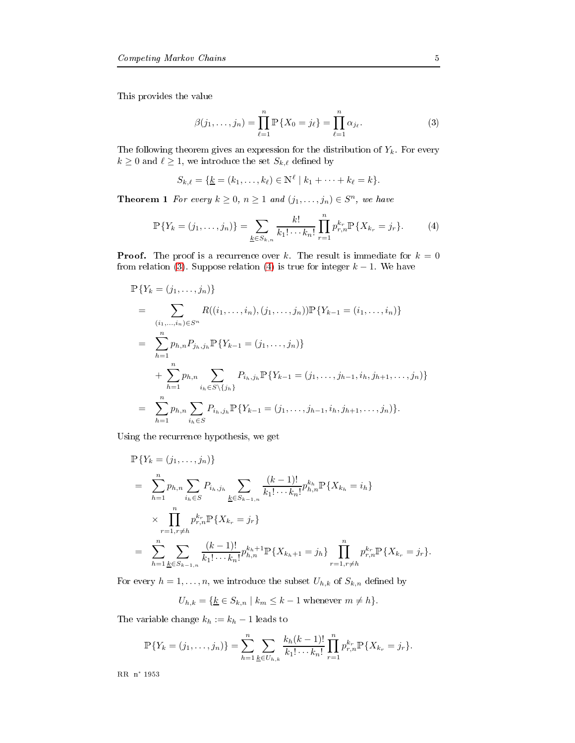This provides the value

$$\beta(j_1, \ldots, j_n) = \prod_{\ell=1}^{n} \mathbb{P}\{X_0 = j_\ell\} = \prod_{\ell=1}^{n} \alpha_{j_\ell}. \tag{3}$$

The following theorem gives an expression for the distribution of $Y_k$. For every $k \geq 0$ and $\ell \geq 1$, we introduce the set $S_{k,\ell}$ defined by

$$S_{k,\ell} = \{\underline{k} = (k_1, \ldots, k_\ell) \in \mathbb{N}^\ell \mid k_1 + \cdots + k_\ell = k\}.$$

**Theorem 1** *For every $k \geq 0$, $n \geq 1$ and $(j_1, \ldots, j_n) \in S^n$, we have*

$$\mathbb{P}\{Y_k = (j_1, \ldots, j_n)\} = \sum_{\underline{k} \in S_{k,n}} \frac{k!}{k_1! \cdots k_n!} \prod_{r=1}^{n} p_{r,n}^{k_r} \mathbb{P}\{X_{k_r} = j_r\}. \tag{4}$$

**Proof.** The proof is a recurrence over $k$. The result is immediate for $k = 0$ from relation (3). Suppose relation (4) is true for integer $k - 1$. We have

$$\begin{aligned}
&\mathbb{P}\{Y_k = (j_1, \ldots, j_n)\} \\
&= \sum_{(i_1, \ldots, i_n) \in S^n} R((i_1, \ldots, i_n), (j_1, \ldots, j_n)) \mathbb{P}\{Y_{k-1} = (i_1, \ldots, i_n)\} \\
&= \sum_{h=1}^{n} p_{h,n} P_{j_h, j_h} \mathbb{P}\{Y_{k-1} = (j_1, \ldots, j_n)\} \\
&\quad + \sum_{h=1}^{n} p_{h,n} \sum_{i_h \in S \setminus \{j_h\}} P_{i_h, j_h} \mathbb{P}\{Y_{k-1} = (j_1, \ldots, j_{h-1}, i_h, j_{h+1}, \ldots, j_n)\} \\
&= \sum_{h=1}^{n} p_{h,n} \sum_{i_h \in S} P_{i_h, j_h} \mathbb{P}\{Y_{k-1} = (j_1, \ldots, j_{h-1}, i_h, j_{h+1}, \ldots, j_n)\}.
\end{aligned}$$

Using the recurrence hypothesis, we get

$$\begin{aligned}
&\mathbb{P}\{Y_k = (j_1, \ldots, j_n)\} \\
&= \sum_{h=1}^{n} p_{h,n} \sum_{i_h \in S} P_{i_h, j_h} \sum_{\underline{k} \in S_{k-1,n}} \frac{(k-1)!}{k_1! \cdots k_n!} p_{h,n}^{k_h} \mathbb{P}\{X_{k_h} = i_h\} \\
&\quad \times \prod_{r=1, r \neq h}^{n} p_{r,n}^{k_r} \mathbb{P}\{X_{k_r} = j_r\} \\
&= \sum_{h=1}^{n} \sum_{\underline{k} \in S_{k-1,n}} \frac{(k-1)!}{k_1! \cdots k_n!} p_{h,n}^{k_h+1} \mathbb{P}\{X_{k_h+1} = j_h\} \prod_{r=1, r \neq h}^{n} p_{r,n}^{k_r} \mathbb{P}\{X_{k_r} = j_r\}.
\end{aligned}$$

For every $h = 1, \ldots, n$, we introduce the subset $U_{h,k}$ of $S_{k,n}$ defined by

$$U_{h,k} = \{\underline{k} \in S_{k,n} \mid k_m \leq k - 1 \text{ whenever } m \neq h\}.$$

The variable change $k_h := k_h - 1$ leads to

$$\mathbb{P}\{Y_k = (j_1, \ldots, j_n)\} = \sum_{h=1}^{n} \sum_{\underline{k} \in U_{h,k}} \frac{k_h (k-1)!}{k_1! \cdots k_n!} \prod_{r=1}^{n} p_{r,n}^{k_r} \mathbb{P}\{X_{k_r} = j_r\}.$$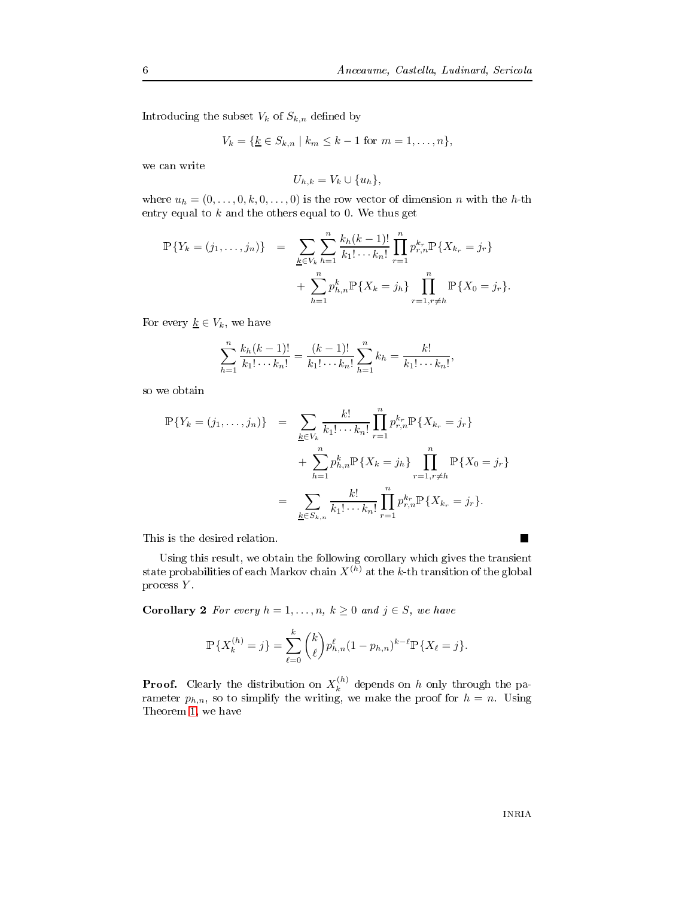Introducing the subset $V_k$ of $S_{k,n}$ defined by

$$V_k = \{\underline{k} \in S_{k,n} \mid k_m \leq k - 1 \text{ for } m = 1, \ldots, n\},$$

we can write

$$U_{h,k} = V_k \cup \{u_h\},$$

where $u_h = (0, \ldots, 0, k, 0, \ldots, 0)$ is the row vector of dimension $n$ with the $h$-th entry equal to $k$ and the others equal to 0. We thus get

$$\begin{aligned}
\mathbb{P}\{Y_k = (j_1, \ldots, j_n)\} &= \sum_{\underline{k} \in V_k} \sum_{h=1}^{n} \frac{k_h (k-1)!}{k_1! \cdots k_n!} \prod_{r=1}^{n} p_{r,n}^{k_r} \mathbb{P}\{X_{k_r} = j_r\} \\
&\quad + \sum_{h=1}^{n} p_{h,n}^{k} \mathbb{P}\{X_k = j_h\} \prod_{r=1, r \neq h}^{n} \mathbb{P}\{X_0 = j_r\}.
\end{aligned}$$

For every $\underline{k} \in V_k$, we have

$$\sum_{h=1}^{n} \frac{k_h (k-1)!}{k_1! \cdots k_n!} = \frac{(k-1)!}{k_1! \cdots k_n!} \sum_{h=1}^{n} k_h = \frac{k!}{k_1! \cdots k_n!},$$

so we obtain

$$\begin{aligned}
\mathbb{P}\{Y_k = (j_1, \ldots, j_n)\} &= \sum_{\underline{k} \in V_k} \frac{k!}{k_1! \cdots k_n!} \prod_{r=1}^{n} p_{r,n}^{k_r} \mathbb{P}\{X_{k_r} = j_r\} \\
&\quad + \sum_{h=1}^{n} p_{h,n}^{k} \mathbb{P}\{X_k = j_h\} \prod_{r=1, r \neq h}^{n} \mathbb{P}\{X_0 = j_r\} \\
&= \sum_{\underline{k} \in S_{k,n}} \frac{k!}{k_1! \cdots k_n!} \prod_{r=1}^{n} p_{r,n}^{k_r} \mathbb{P}\{X_{k_r} = j_r\}.
\end{aligned}$$

This is the desired relation. ■

Using this result, we obtain the following corollary which gives the transient state probabilities of each Markov chain $X^{(h)}$ at the $k$-th transition of the global process $Y$.

**Corollary 2** *For every $h = 1, \ldots, n$, $k \geq 0$ and $j \in S$, we have*

$$\mathbb{P}\{X_k^{(h)} = j\} = \sum_{\ell=0}^{k} \binom{k}{\ell} p_{h,n}^{\ell} (1 - p_{h,n})^{k-\ell} \mathbb{P}\{X_\ell = j\}.$$

**Proof.** Clearly the distribution on $X_k^{(h)}$ depends on $h$ only through the parameter $p_{h,n}$, so to simplify the writing, we make the proof for $h = n$. Using Theorem 1, we have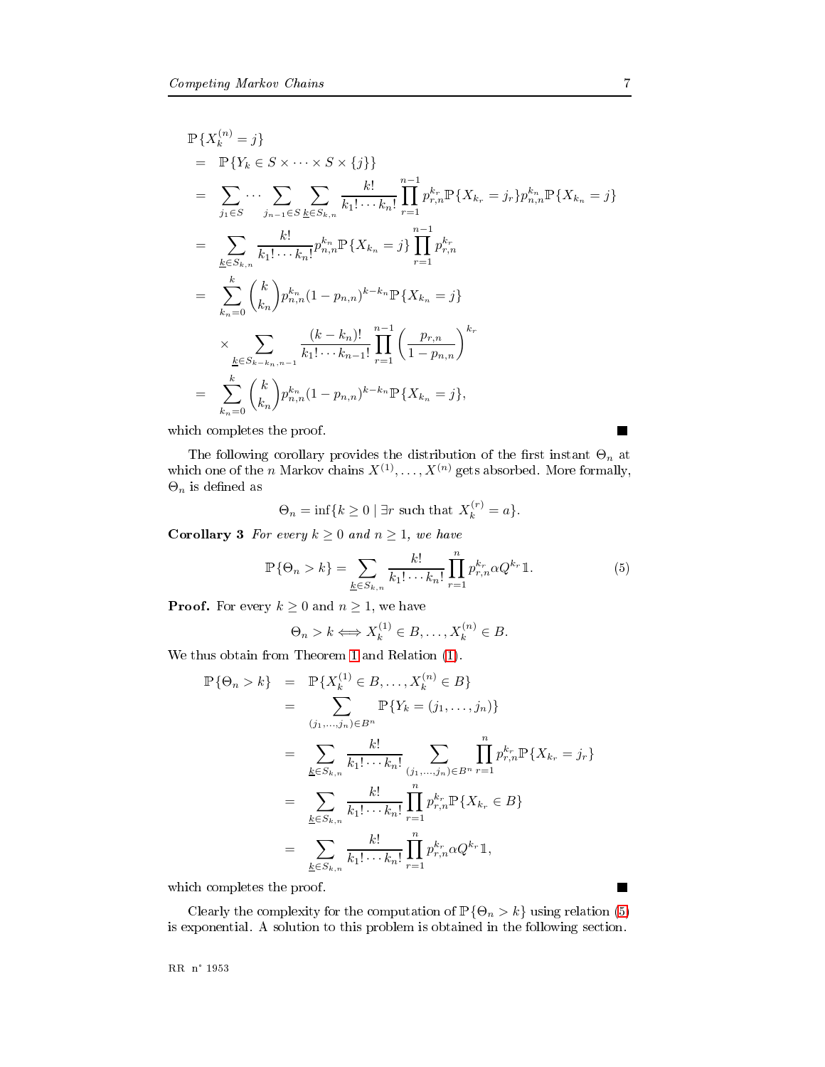$$
\begin{aligned}
&\mathbb{P}\{X_k^{(n)} = j\} \\
&= \mathbb{P}\{Y_k \in S \times \cdots \times S \times \{j\}\} \\
&= \sum_{j_1 \in S} \cdots \sum_{j_{n-1} \in S} \sum_{\underline{k} \in S_{k,n}} \frac{k!}{k_1! \cdots k_n!} \prod_{r=1}^{n-1} p_{r,n}^{k_r} \mathbb{P}\{X_{k_r} = j_r\} p_{n,n}^{k_n} \mathbb{P}\{X_{k_n} = j\} \\
&= \sum_{\underline{k} \in S_{k,n}} \frac{k!}{k_1! \cdots k_n!} p_{n,n}^{k_n} \mathbb{P}\{X_{k_n} = j\} \prod_{r=1}^{n-1} p_{r,n}^{k_r} \\
&= \sum_{k_n=0}^{k} \binom{k}{k_n} p_{n,n}^{k_n} (1 - p_{n,n})^{k-k_n} \mathbb{P}\{X_{k_n} = j\} \\
&\quad \times \sum_{\underline{k} \in S_{k-k_n,n-1}} \frac{(k-k_n)!}{k_1! \cdots k_{n-1}!} \prod_{r=1}^{n-1} \left( \frac{p_{r,n}}{1 - p_{n,n}} \right)^{k_r} \\
&= \sum_{k_n=0}^{k} \binom{k}{k_n} p_{n,n}^{k_n} (1 - p_{n,n})^{k-k_n} \mathbb{P}\{X_{k_n} = j\},
\end{aligned}
$$

which completes the proof. ■

The following corollary provides the distribution of the first instant $\Theta_n$ at which one of the $n$ Markov chains $X^{(1)}, \ldots, X^{(n)}$ gets absorbed. More formally, $\Theta_n$ is defined as

$$
\Theta_n = \inf\{k \geq 0 \mid \exists r \text{ such that } X_k^{(r)} = a\}.
$$

**Corollary 3** *For every $k \geq 0$ and $n \geq 1$, we have*

$$
\mathbb{P}\{\Theta_n > k\} = \sum_{\underline{k} \in S_{k,n}} \frac{k!}{k_1! \cdots k_n!} \prod_{r=1}^{n} p_{r,n}^{k_r} \alpha Q^{k_r} \mathbb{1}. \tag{5}
$$

**Proof.** For every $k \geq 0$ and $n \geq 1$, we have

$$
\Theta_n > k \Longleftrightarrow X_k^{(1)} \in B, \ldots, X_k^{(n)} \in B.
$$

We thus obtain from Theorem 1 and Relation (1).

$$
\begin{aligned}
\mathbb{P}\{\Theta_n > k\} &= \mathbb{P}\{X_k^{(1)} \in B, \ldots, X_k^{(n)} \in B\} \\
&= \sum_{(j_1, \ldots, j_n) \in B^n} \mathbb{P}\{Y_k = (j_1, \ldots, j_n)\} \\
&= \sum_{\underline{k} \in S_{k,n}} \frac{k!}{k_1! \cdots k_n!} \sum_{(j_1, \ldots, j_n) \in B^n} \prod_{r=1}^{n} p_{r,n}^{k_r} \mathbb{P}\{X_{k_r} = j_r\} \\
&= \sum_{\underline{k} \in S_{k,n}} \frac{k!}{k_1! \cdots k_n!} \prod_{r=1}^{n} p_{r,n}^{k_r} \mathbb{P}\{X_{k_r} \in B\} \\
&= \sum_{\underline{k} \in S_{k,n}} \frac{k!}{k_1! \cdots k_n!} \prod_{r=1}^{n} p_{r,n}^{k_r} \alpha Q^{k_r} \mathbb{1},
\end{aligned}
$$

which completes the proof. ■

Clearly the complexity for the computation of $\mathbb{P}\{\Theta_n > k\}$ using relation (5) is exponential. A solution to this problem is obtained in the following section.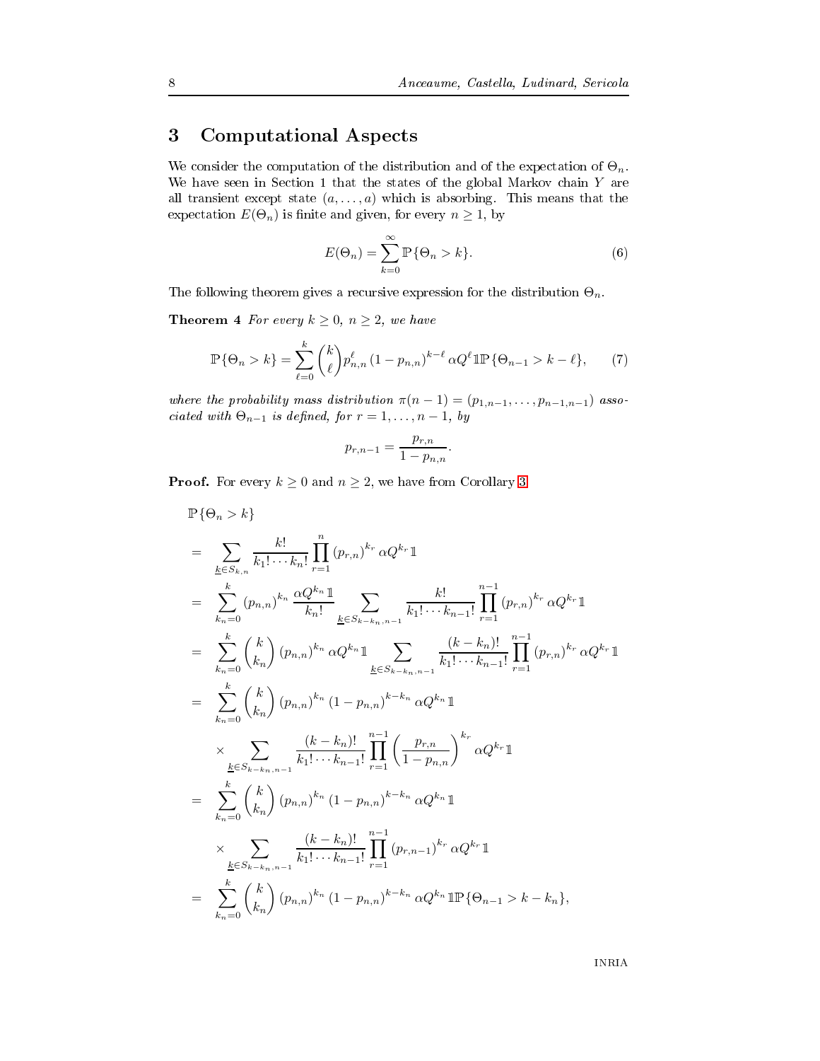## 3 Computational Aspects

We consider the computation of the distribution and of the expectation of $\Theta_n$. We have seen in Section 1 that the states of the global Markov chain $Y$ are all transient except state $(a, \ldots, a)$ which is absorbing. This means that the expectation $E(\Theta_n)$ is finite and given, for every $n \geq 1$, by

$$E(\Theta_n) = \sum_{k=0}^{\infty} \mathbb{P}\{\Theta_n > k\}. \tag{6}$$

The following theorem gives a recursive expression for the distribution $\Theta_n$.

**Theorem 4** *For every $k \geq 0$, $n \geq 2$, we have*

$$\mathbb{P}\{\Theta_n > k\} = \sum_{\ell=0}^{k} \binom{k}{\ell} p_{n,n}^{\ell} \left(1 - p_{n,n}\right)^{k-\ell} \alpha Q^{\ell} \mathbb{1} \mathbb{P}\{\Theta_{n-1} > k - \ell\}, \tag{7}$$

*where the probability mass distribution $\pi(n-1) = (p_{1,n-1}, \ldots, p_{n-1,n-1})$ associated with $\Theta_{n-1}$ is defined, for $r = 1, \ldots, n-1$, by*

$$p_{r,n-1} = \frac{p_{r,n}}{1 - p_{n,n}}.$$

**Proof.** For every $k \geq 0$ and $n \geq 2$, we have from Corollary 3

$$\begin{aligned}
&\mathbb{P}\{\Theta_n > k\} \\
&= \sum_{\underline{k} \in S_{k,n}} \frac{k!}{k_1! \cdots k_n!} \prod_{r=1}^{n} \left(p_{r,n}\right)^{k_r} \alpha Q^{k_r} \mathbb{1} \\
&= \sum_{k_n=0}^{k} \left(p_{n,n}\right)^{k_n} \frac{\alpha Q^{k_n} \mathbb{1}}{k_n!} \sum_{\underline{k} \in S_{k-k_n,n-1}} \frac{k!}{k_1! \cdots k_{n-1}!} \prod_{r=1}^{n-1} \left(p_{r,n}\right)^{k_r} \alpha Q^{k_r} \mathbb{1} \\
&= \sum_{k_n=0}^{k} \binom{k}{k_n} \left(p_{n,n}\right)^{k_n} \alpha Q^{k_n} \mathbb{1} \sum_{\underline{k} \in S_{k-k_n,n-1}} \frac{(k-k_n)!}{k_1! \cdots k_{n-1}!} \prod_{r=1}^{n-1} \left(p_{r,n}\right)^{k_r} \alpha Q^{k_r} \mathbb{1} \\
&= \sum_{k_n=0}^{k} \binom{k}{k_n} \left(p_{n,n}\right)^{k_n} \left(1 - p_{n,n}\right)^{k-k_n} \alpha Q^{k_n} \mathbb{1} \\
&\quad \times \sum_{\underline{k} \in S_{k-k_n,n-1}} \frac{(k-k_n)!}{k_1! \cdots k_{n-1}!} \prod_{r=1}^{n-1} \left(\frac{p_{r,n}}{1 - p_{n,n}}\right)^{k_r} \alpha Q^{k_r} \mathbb{1} \\
&= \sum_{k_n=0}^{k} \binom{k}{k_n} \left(p_{n,n}\right)^{k_n} \left(1 - p_{n,n}\right)^{k-k_n} \alpha Q^{k_n} \mathbb{1} \\
&\quad \times \sum_{\underline{k} \in S_{k-k_n,n-1}} \frac{(k-k_n)!}{k_1! \cdots k_{n-1}!} \prod_{r=1}^{n-1} \left(p_{r,n-1}\right)^{k_r} \alpha Q^{k_r} \mathbb{1} \\
&= \sum_{k_n=0}^{k} \binom{k}{k_n} \left(p_{n,n}\right)^{k_n} \left(1 - p_{n,n}\right)^{k-k_n} \alpha Q^{k_n} \mathbb{1} \mathbb{P}\{\Theta_{n-1} > k - k_n\},
\end{aligned}$$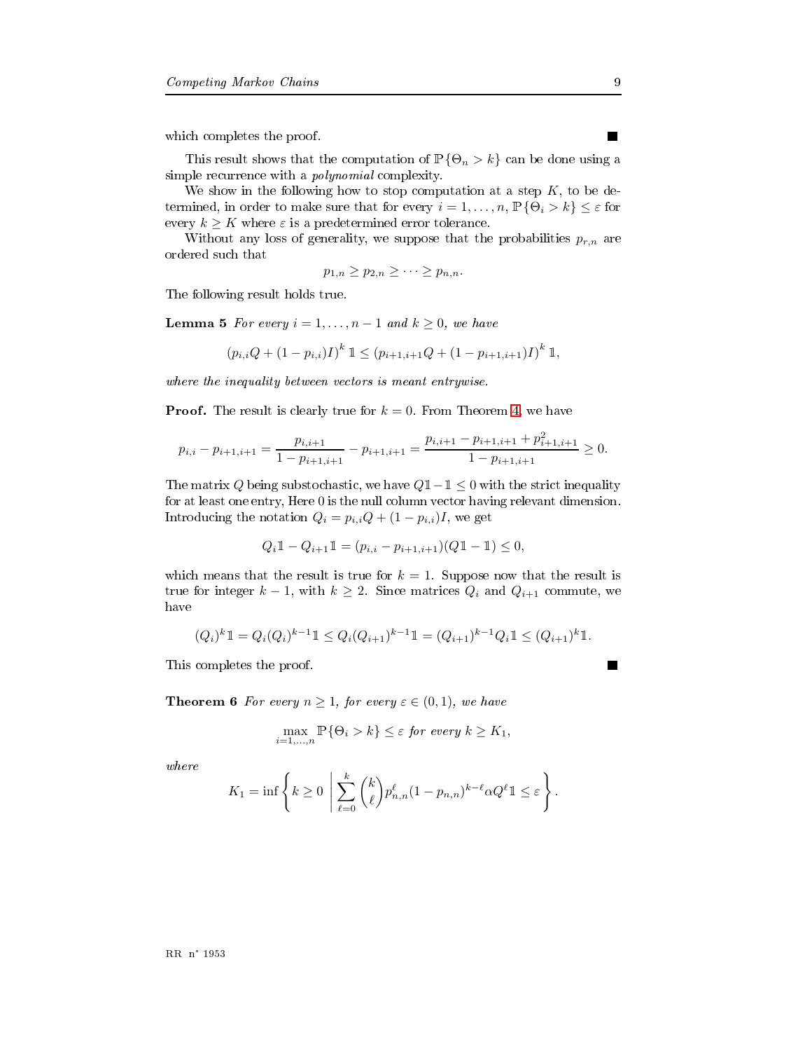which completes the proof. ■

This result shows that the computation of $\mathbb{P}\{\Theta_n > k\}$ can be done using a simple recurrence with a *polynomial* complexity.

We show in the following how to stop computation at a step $K$, to be determined, in order to make sure that for every $i = 1, \ldots, n$, $\mathbb{P}\{\Theta_i > k\} \leq \varepsilon$ for every $k \geq K$ where $\varepsilon$ is a predetermined error tolerance.

Without any loss of generality, we suppose that the probabilities $p_{r,n}$ are ordered such that

$$p_{1,n} \geq p_{2,n} \geq \cdots \geq p_{n,n}.$$

The following result holds true.

**Lemma 5** *For every $i = 1, \ldots, n-1$ and $k \geq 0$, we have*

$$\left(p_{i,i}Q + (1 - p_{i,i})I\right)^k \mathbb{1} \leq \left(p_{i+1,i+1}Q + (1 - p_{i+1,i+1})I\right)^k \mathbb{1},$$

*where the inequality between vectors is meant entrywise.*

**Proof.** The result is clearly true for $k = 0$. From Theorem 4, we have

$$p_{i,i} - p_{i+1,i+1} = \frac{p_{i,i+1}}{1 - p_{i+1,i+1}} - p_{i+1,i+1} = \frac{p_{i,i+1} - p_{i+1,i+1} + p_{i+1,i+1}^2}{1 - p_{i+1,i+1}} \geq 0.$$

The matrix $Q$ being substochastic, we have $Q\mathbb{1} - \mathbb{1} \leq 0$ with the strict inequality for at least one entry, Here 0 is the null column vector having relevant dimension. Introducing the notation $Q_i = p_{i,i}Q + (1 - p_{i,i})I$, we get

$$Q_i\mathbb{1} - Q_{i+1}\mathbb{1} = (p_{i,i} - p_{i+1,i+1})(Q\mathbb{1} - \mathbb{1}) \leq 0,$$

which means that the result is true for $k = 1$. Suppose now that the result is true for integer $k - 1$, with $k \geq 2$. Since matrices $Q_i$ and $Q_{i+1}$ commute, we have

$$(Q_i)^k\mathbb{1} = Q_i(Q_i)^{k-1}\mathbb{1} \leq Q_i(Q_{i+1})^{k-1}\mathbb{1} = (Q_{i+1})^{k-1}Q_i\mathbb{1} \leq (Q_{i+1})^k\mathbb{1}.$$

This completes the proof. ■

**Theorem 6** *For every $n \geq 1$, for every $\varepsilon \in (0, 1)$, we have*

$$\max_{i=1,\ldots,n} \mathbb{P}\{\Theta_i > k\} \leq \varepsilon \text{ for every } k \geq K_1,$$

*where*

$$K_1 = \inf\left\{k \geq 0 \;\middle|\; \sum_{\ell=0}^{k} \binom{k}{\ell} p_{n,n}^{\ell}(1 - p_{n,n})^{k-\ell}\alpha Q^{\ell}\mathbb{1} \leq \varepsilon\right\}.$$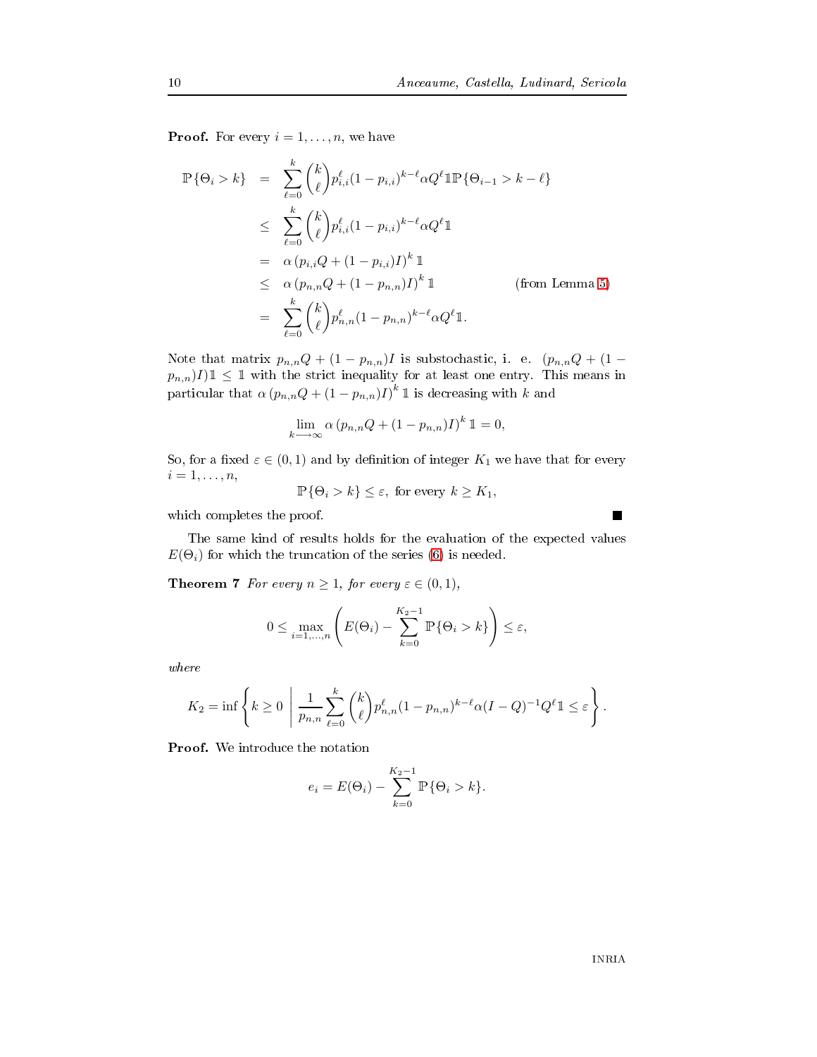**Proof.** For every $i = 1, \ldots, n$, we have

$$
\begin{aligned}
\mathbb{P}\{\Theta_i > k\} &= \sum_{\ell=0}^{k} \binom{k}{\ell} p_{i,i}^{\ell} (1-p_{i,i})^{k-\ell} \alpha Q^{\ell} \mathbb{1} \mathbb{P}\{\Theta_{i-1} > k-\ell\} \\
&\leq \sum_{\ell=0}^{k} \binom{k}{\ell} p_{i,i}^{\ell} (1-p_{i,i})^{k-\ell} \alpha Q^{\ell} \mathbb{1} \\
&= \alpha \left(p_{i,i} Q + (1-p_{i,i}) I\right)^{k} \mathbb{1} \\
&\leq \alpha \left(p_{n,n} Q + (1-p_{n,n}) I\right)^{k} \mathbb{1} \qquad \text{(from Lemma 5)} \\
&= \sum_{\ell=0}^{k} \binom{k}{\ell} p_{n,n}^{\ell} (1-p_{n,n})^{k-\ell} \alpha Q^{\ell} \mathbb{1}.
\end{aligned}
$$

Note that matrix $p_{n,n}Q + (1 - p_{n,n})I$ is substochastic, i. e. $(p_{n,n}Q + (1 - p_{n,n})I)\mathbb{1} \leq \mathbb{1}$ with the strict inequality for at least one entry. This means in particular that $\alpha \left(p_{n,n}Q + (1-p_{n,n})I\right)^{k} \mathbb{1}$ is decreasing with $k$ and

$$
\lim_{k \longrightarrow \infty} \alpha \left(p_{n,n}Q + (1-p_{n,n})I\right)^{k} \mathbb{1} = 0,
$$

So, for a fixed $\varepsilon \in (0, 1)$ and by definition of integer $K_1$ we have that for every $i = 1, \ldots, n$,

$$
\mathbb{P}\{\Theta_i > k\} \leq \varepsilon, \text{ for every } k \geq K_1,
$$

which completes the proof. ∎

The same kind of results holds for the evaluation of the expected values $E(\Theta_i)$ for which the truncation of the series (6) is needed.

**Theorem 7** *For every $n \geq 1$, for every $\varepsilon \in (0, 1)$,*

$$
0 \leq \max_{i=1,\ldots,n} \left( E(\Theta_i) - \sum_{k=0}^{K_2-1} \mathbb{P}\{\Theta_i > k\} \right) \leq \varepsilon,
$$

*where*

$$
K_2 = \inf \left\{ k \geq 0 \;\middle|\; \frac{1}{p_{n,n}} \sum_{\ell=0}^{k} \binom{k}{\ell} p_{n,n}^{\ell} (1-p_{n,n})^{k-\ell} \alpha (I-Q)^{-1} Q^{\ell} \mathbb{1} \leq \varepsilon \right\}.
$$

**Proof.** We introduce the notation

$$
e_i = E(\Theta_i) - \sum_{k=0}^{K_2-1} \mathbb{P}\{\Theta_i > k\}.
$$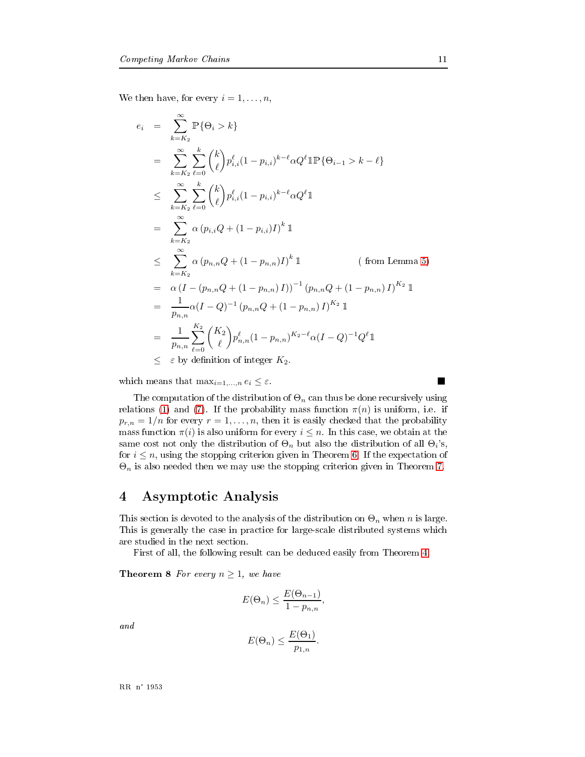We then have, for every $i = 1, \ldots, n$,

$$
\begin{aligned}
e_i &= \sum_{k=K_2}^{\infty} \mathbb{P}\{\Theta_i > k\} \\
&= \sum_{k=K_2}^{\infty} \sum_{\ell=0}^{k} \binom{k}{\ell} p_{i,i}^{\ell}(1-p_{i,i})^{k-\ell} \alpha Q^{\ell} \mathbb{1} \mathbb{P}\{\Theta_{i-1} > k-\ell\} \\
&\leq \sum_{k=K_2}^{\infty} \sum_{\ell=0}^{k} \binom{k}{\ell} p_{i,i}^{\ell}(1-p_{i,i})^{k-\ell} \alpha Q^{\ell} \mathbb{1} \\
&= \sum_{k=K_2}^{\infty} \alpha \left(p_{i,i}Q + (1-p_{i,i})I\right)^k \mathbb{1} \\
&\leq \sum_{k=K_2}^{\infty} \alpha \left(p_{n,n}Q + (1-p_{n,n})I\right)^k \mathbb{1} \qquad \text{( from Lemma 5)} \\
&= \alpha \left(I - (p_{n,n}Q + (1-p_{n,n})\, I)\right)^{-1} \left(p_{n,n}Q + (1-p_{n,n})\, I\right)^{K_2} \mathbb{1} \\
&= \frac{1}{p_{n,n}} \alpha (I-Q)^{-1} \left(p_{n,n}Q + (1-p_{n,n})\, I\right)^{K_2} \mathbb{1} \\
&= \frac{1}{p_{n,n}} \sum_{\ell=0}^{K_2} \binom{K_2}{\ell} p_{n,n}^{\ell}(1-p_{n,n})^{K_2-\ell} \alpha (I-Q)^{-1} Q^{\ell} \mathbb{1} \\
&\leq \varepsilon \text{ by definition of integer } K_2.
\end{aligned}
$$

which means that $\max_{i=1,\ldots,n} e_i \leq \varepsilon$. ∎

The computation of the distribution of $\Theta_n$ can thus be done recursively using relations (1) and (7). If the probability mass function $\pi(n)$ is uniform, i.e. if $p_{r,n} = 1/n$ for every $r = 1, \ldots, n$, then it is easily checked that the probability mass function $\pi(i)$ is also uniform for every $i \leq n$. In this case, we obtain at the same cost not only the distribution of $\Theta_n$ but also the distribution of all $\Theta_i$'s, for $i \leq n$, using the stopping criterion given in Theorem 6. If the expectation of $\Theta_n$ is also needed then we may use the stopping criterion given in Theorem 7.

# 4 Asymptotic Analysis

This section is devoted to the analysis of the distribution on $\Theta_n$ when $n$ is large. This is generally the case in practice for large-scale distributed systems which are studied in the next section.

First of all, the following result can be deduced easily from Theorem 4.

**Theorem 8** *For every $n \geq 1$, we have*

$$E(\Theta_n) \leq \frac{E(\Theta_{n-1})}{1 - p_{n,n}},$$

*and*

$$E(\Theta_n) \leq \frac{E(\Theta_1)}{p_{1,n}}.$$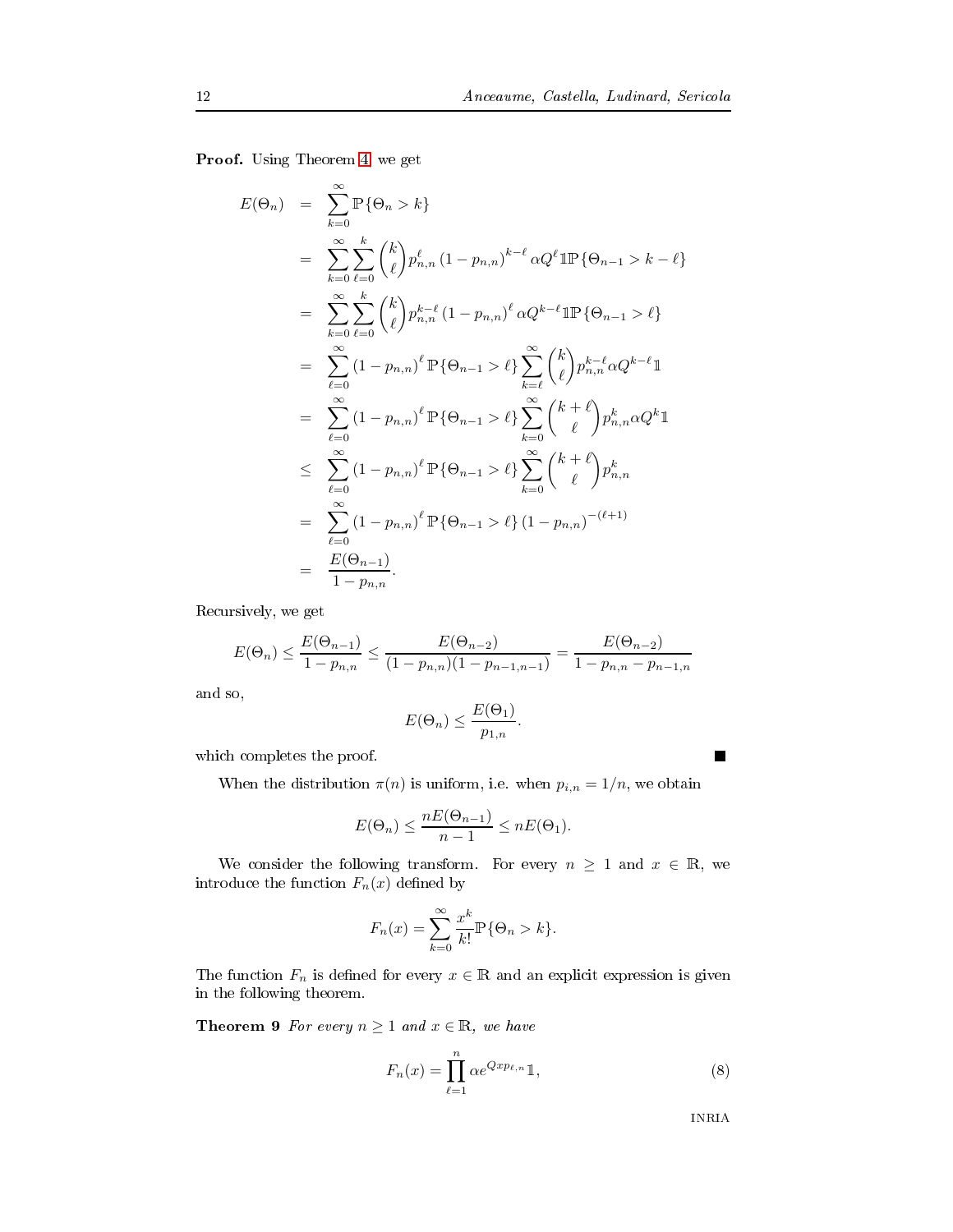**Proof.** Using Theorem 4, we get

$$
\begin{aligned}
E(\Theta_n) &= \sum_{k=0}^{\infty} \mathbb{P}\{\Theta_n > k\} \\
&= \sum_{k=0}^{\infty} \sum_{\ell=0}^{k} \binom{k}{\ell} p_{n,n}^{\ell} (1-p_{n,n})^{k-\ell} \alpha Q^{\ell} \mathbb{1} \mathbb{P}\{\Theta_{n-1} > k-\ell\} \\
&= \sum_{k=0}^{\infty} \sum_{\ell=0}^{k} \binom{k}{\ell} p_{n,n}^{k-\ell} (1-p_{n,n})^{\ell} \alpha Q^{k-\ell} \mathbb{1} \mathbb{P}\{\Theta_{n-1} > \ell\} \\
&= \sum_{\ell=0}^{\infty} (1-p_{n,n})^{\ell} \mathbb{P}\{\Theta_{n-1} > \ell\} \sum_{k=\ell}^{\infty} \binom{k}{\ell} p_{n,n}^{k-\ell} \alpha Q^{k-\ell} \mathbb{1} \\
&= \sum_{\ell=0}^{\infty} (1-p_{n,n})^{\ell} \mathbb{P}\{\Theta_{n-1} > \ell\} \sum_{k=0}^{\infty} \binom{k+\ell}{\ell} p_{n,n}^{k} \alpha Q^{k} \mathbb{1} \\
&\leq \sum_{\ell=0}^{\infty} (1-p_{n,n})^{\ell} \mathbb{P}\{\Theta_{n-1} > \ell\} \sum_{k=0}^{\infty} \binom{k+\ell}{\ell} p_{n,n}^{k} \\
&= \sum_{\ell=0}^{\infty} (1-p_{n,n})^{\ell} \mathbb{P}\{\Theta_{n-1} > \ell\} (1-p_{n,n})^{-(\ell+1)} \\
&= \frac{E(\Theta_{n-1})}{1-p_{n,n}}.
\end{aligned}
$$

Recursively, we get

$$
E(\Theta_n) \leq \frac{E(\Theta_{n-1})}{1-p_{n,n}} \leq \frac{E(\Theta_{n-2})}{(1-p_{n,n})(1-p_{n-1,n-1})} = \frac{E(\Theta_{n-2})}{1-p_{n,n}-p_{n-1,n}}
$$

and so,

$$
E(\Theta_n) \leq \frac{E(\Theta_1)}{p_{1,n}}.
$$

which completes the proof. ■

When the distribution $\pi(n)$ is uniform, i.e. when $p_{i,n} = 1/n$, we obtain

$$
E(\Theta_n) \leq \frac{nE(\Theta_{n-1})}{n-1} \leq nE(\Theta_1).
$$

We consider the following transform. For every $n \geq 1$ and $x \in \mathbb{R}$, we introduce the function $F_n(x)$ defined by

$$
F_n(x) = \sum_{k=0}^{\infty} \frac{x^k}{k!} \mathbb{P}\{\Theta_n > k\}.
$$

The function $F_n$ is defined for every $x \in \mathbb{R}$ and an explicit expression is given in the following theorem.

**Theorem 9** *For every $n \geq 1$ and $x \in \mathbb{R}$, we have*

$$
F_n(x) = \prod_{\ell=1}^{n} \alpha e^{Qxp_{\ell,n}} \mathbb{1}, \tag{8}
$$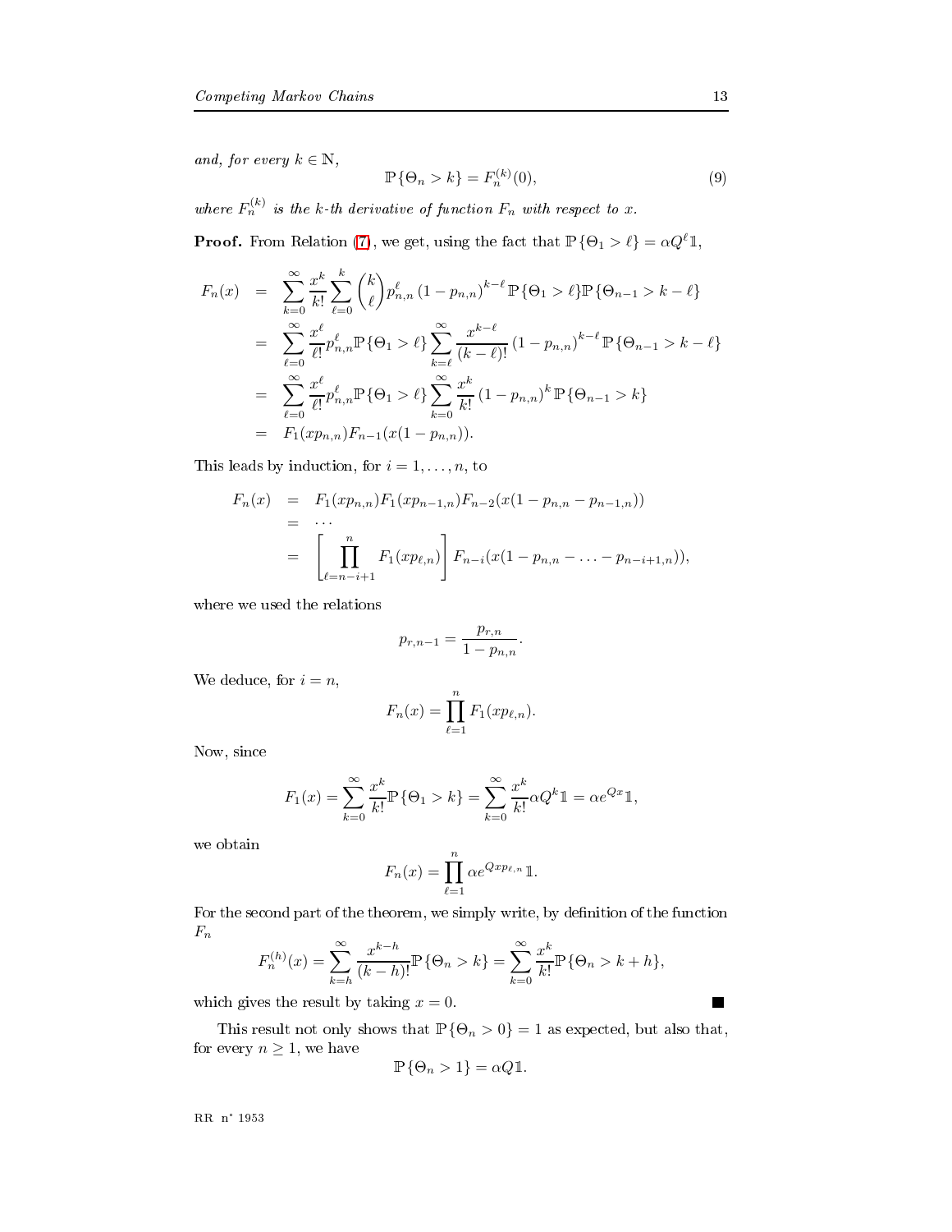*and, for every $k \in \mathbb{N}$,*

$$\mathbb{P}\{\Theta_n > k\} = F_n^{(k)}(0), \tag{9}$$

*where $F_n^{(k)}$ is the $k$-th derivative of function $F_n$ with respect to $x$.*

**Proof.** From Relation (7), we get, using the fact that $\mathbb{P}\{\Theta_1 > \ell\} = \alpha Q^\ell \mathbb{1}$,

$$\begin{aligned}
F_n(x) &= \sum_{k=0}^{\infty} \frac{x^k}{k!} \sum_{\ell=0}^{k} \binom{k}{\ell} p_{n,n}^{\ell} \left(1-p_{n,n}\right)^{k-\ell} \mathbb{P}\{\Theta_1 > \ell\}\mathbb{P}\{\Theta_{n-1} > k-\ell\} \\
&= \sum_{\ell=0}^{\infty} \frac{x^\ell}{\ell!} p_{n,n}^{\ell} \mathbb{P}\{\Theta_1 > \ell\} \sum_{k=\ell}^{\infty} \frac{x^{k-\ell}}{(k-\ell)!} \left(1-p_{n,n}\right)^{k-\ell} \mathbb{P}\{\Theta_{n-1} > k-\ell\} \\
&= \sum_{\ell=0}^{\infty} \frac{x^\ell}{\ell!} p_{n,n}^{\ell} \mathbb{P}\{\Theta_1 > \ell\} \sum_{k=0}^{\infty} \frac{x^{k}}{k!} \left(1-p_{n,n}\right)^{k} \mathbb{P}\{\Theta_{n-1} > k\} \\
&= F_1(xp_{n,n}) F_{n-1}(x(1-p_{n,n})).
\end{aligned}$$

This leads by induction, for $i = 1, \ldots, n$, to

$$\begin{aligned}
F_n(x) &= F_1(xp_{n,n}) F_1(xp_{n-1,n}) F_{n-2}(x(1-p_{n,n}-p_{n-1,n})) \\
&= \cdots \\
&= \left[\prod_{\ell=n-i+1}^{n} F_1(xp_{\ell,n})\right] F_{n-i}(x(1-p_{n,n}-\ldots-p_{n-i+1,n})),
\end{aligned}$$

where we used the relations

$$p_{r,n-1} = \frac{p_{r,n}}{1-p_{n,n}}.$$

We deduce, for $i = n$,

$$F_n(x) = \prod_{\ell=1}^{n} F_1(xp_{\ell,n}).$$

Now, since

$$F_1(x) = \sum_{k=0}^{\infty} \frac{x^k}{k!} \mathbb{P}\{\Theta_1 > k\} = \sum_{k=0}^{\infty} \frac{x^k}{k!} \alpha Q^k \mathbb{1} = \alpha e^{Qx} \mathbb{1},$$

we obtain

$$F_n(x) = \prod_{\ell=1}^{n} \alpha e^{Qxp_{\ell,n}} \mathbb{1}.$$

For the second part of the theorem, we simply write, by definition of the function $F_n$

$$F_n^{(h)}(x) = \sum_{k=h}^{\infty} \frac{x^{k-h}}{(k-h)!} \mathbb{P}\{\Theta_n > k\} = \sum_{k=0}^{\infty} \frac{x^k}{k!} \mathbb{P}\{\Theta_n > k+h\},$$

which gives the result by taking $x = 0$. ■

This result not only shows that $\mathbb{P}\{\Theta_n > 0\} = 1$ as expected, but also that, for every $n \geq 1$, we have

$$\mathbb{P}\{\Theta_n > 1\} = \alpha Q \mathbb{1}.$$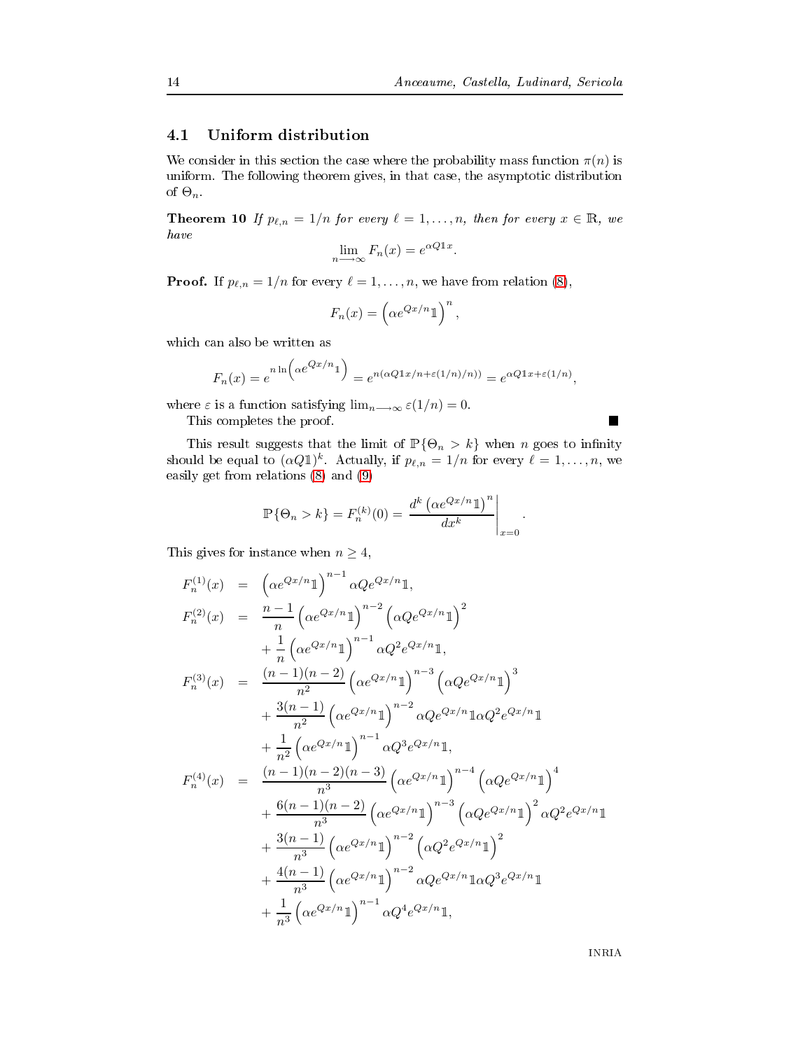### 4.1 Uniform distribution

We consider in this section the case where the probability mass function $\pi(n)$ is uniform. The following theorem gives, in that case, the asymptotic distribution of $\Theta_n$.

**Theorem 10** *If $p_{\ell,n} = 1/n$ for every $\ell = 1, \ldots, n$, then for every $x \in \mathbb{R}$, we have*

$$\lim_{n \longrightarrow \infty} F_n(x) = e^{\alpha Q \mathbb{1} x}.$$

**Proof.** If $p_{\ell,n} = 1/n$ for every $\ell = 1, \ldots, n$, we have from relation (8),

$$F_n(x) = \left(\alpha e^{Qx/n} \mathbb{1}\right)^n,$$

which can also be written as

$$F_n(x) = e^{n \ln\left(\alpha e^{Qx/n} \mathbb{1}\right)} = e^{n(\alpha Q \mathbb{1} x/n + \varepsilon(1/n)/n))} = e^{\alpha Q \mathbb{1} x + \varepsilon(1/n)},$$

where $\varepsilon$ is a function satisfying $\lim_{n \longrightarrow \infty} \varepsilon(1/n) = 0$.

This completes the proof. ∎

This result suggests that the limit of $\mathbb{P}\{\Theta_n > k\}$ when $n$ goes to infinity should be equal to $(\alpha Q \mathbb{1})^k$. Actually, if $p_{\ell,n} = 1/n$ for every $\ell = 1, \ldots, n$, we easily get from relations (8) and (9)

$$\mathbb{P}\{\Theta_n > k\} = F_n^{(k)}(0) = \left. \frac{d^k \left(\alpha e^{Qx/n} \mathbb{1}\right)^n}{dx^k} \right|_{x=0}.$$

This gives for instance when $n \geq 4$,

$$
\begin{aligned}
F_n^{(1)}(x) &= \left(\alpha e^{Qx/n} \mathbb{1}\right)^{n-1} \alpha Q e^{Qx/n} \mathbb{1}, \\
F_n^{(2)}(x) &= \frac{n-1}{n} \left(\alpha e^{Qx/n} \mathbb{1}\right)^{n-2} \left(\alpha Q e^{Qx/n} \mathbb{1}\right)^2 \\
&\quad + \frac{1}{n} \left(\alpha e^{Qx/n} \mathbb{1}\right)^{n-1} \alpha Q^2 e^{Qx/n} \mathbb{1}, \\
F_n^{(3)}(x) &= \frac{(n-1)(n-2)}{n^2} \left(\alpha e^{Qx/n} \mathbb{1}\right)^{n-3} \left(\alpha Q e^{Qx/n} \mathbb{1}\right)^3 \\
&\quad + \frac{3(n-1)}{n^2} \left(\alpha e^{Qx/n} \mathbb{1}\right)^{n-2} \alpha Q e^{Qx/n} \mathbb{1} \alpha Q^2 e^{Qx/n} \mathbb{1} \\
&\quad + \frac{1}{n^2} \left(\alpha e^{Qx/n} \mathbb{1}\right)^{n-1} \alpha Q^3 e^{Qx/n} \mathbb{1}, \\
F_n^{(4)}(x) &= \frac{(n-1)(n-2)(n-3)}{n^3} \left(\alpha e^{Qx/n} \mathbb{1}\right)^{n-4} \left(\alpha Q e^{Qx/n} \mathbb{1}\right)^4 \\
&\quad + \frac{6(n-1)(n-2)}{n^3} \left(\alpha e^{Qx/n} \mathbb{1}\right)^{n-3} \left(\alpha Q e^{Qx/n} \mathbb{1}\right)^2 \alpha Q^2 e^{Qx/n} \mathbb{1} \\
&\quad + \frac{3(n-1)}{n^3} \left(\alpha e^{Qx/n} \mathbb{1}\right)^{n-2} \left(\alpha Q^2 e^{Qx/n} \mathbb{1}\right)^2 \\
&\quad + \frac{4(n-1)}{n^3} \left(\alpha e^{Qx/n} \mathbb{1}\right)^{n-2} \alpha Q e^{Qx/n} \mathbb{1} \alpha Q^3 e^{Qx/n} \mathbb{1} \\
&\quad + \frac{1}{n^3} \left(\alpha e^{Qx/n} \mathbb{1}\right)^{n-1} \alpha Q^4 e^{Qx/n} \mathbb{1},
\end{aligned}
$$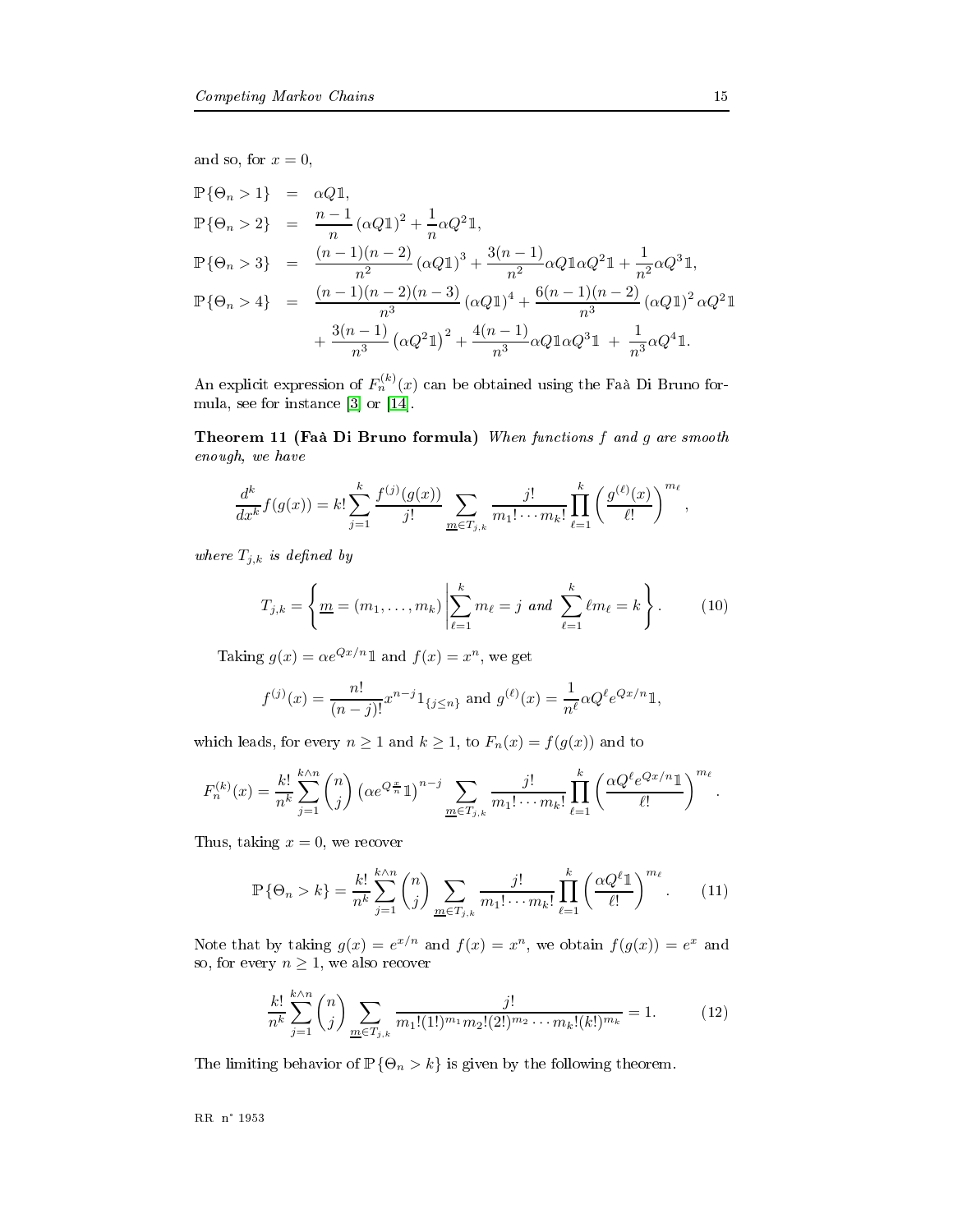and so, for $x = 0$,

$$
\begin{aligned}
\mathbb{P}\{\Theta_n > 1\} &= \alpha Q \mathbb{1}, \\
\mathbb{P}\{\Theta_n > 2\} &= \frac{n-1}{n} (\alpha Q \mathbb{1})^2 + \frac{1}{n} \alpha Q^2 \mathbb{1}, \\
\mathbb{P}\{\Theta_n > 3\} &= \frac{(n-1)(n-2)}{n^2} (\alpha Q \mathbb{1})^3 + \frac{3(n-1)}{n^2} \alpha Q \mathbb{1} \alpha Q^2 \mathbb{1} + \frac{1}{n^2} \alpha Q^3 \mathbb{1}, \\
\mathbb{P}\{\Theta_n > 4\} &= \frac{(n-1)(n-2)(n-3)}{n^3} (\alpha Q \mathbb{1})^4 + \frac{6(n-1)(n-2)}{n^3} (\alpha Q \mathbb{1})^2 \alpha Q^2 \mathbb{1} \\
&\quad + \frac{3(n-1)}{n^3} \left(\alpha Q^2 \mathbb{1}\right)^2 + \frac{4(n-1)}{n^3} \alpha Q \mathbb{1} \alpha Q^3 \mathbb{1} \; + \; \frac{1}{n^3} \alpha Q^4 \mathbb{1}.
\end{aligned}
$$

An explicit expression of $F_n^{(k)}(x)$ can be obtained using the Faà Di Bruno formula, see for instance [3] or [14].

**Theorem 11 (Faà Di Bruno formula)** *When functions $f$ and $g$ are smooth enough, we have*

$$
\frac{d^k}{dx^k} f(g(x)) = k! \sum_{j=1}^{k} \frac{f^{(j)}(g(x))}{j!} \sum_{\underline{m} \in T_{j,k}} \frac{j!}{m_1! \cdots m_k!} \prod_{\ell=1}^{k} \left( \frac{g^{(\ell)}(x)}{\ell!} \right)^{m_\ell},
$$

*where $T_{j,k}$ is defined by*

$$
T_{j,k} = \left\{ \underline{m} = (m_1, \ldots, m_k) \,\middle|\, \sum_{\ell=1}^{k} m_\ell = j \text{ and } \sum_{\ell=1}^{k} \ell m_\ell = k \right\}. \tag{10}
$$

Taking $g(x) = \alpha e^{Qx/n} \mathbb{1}$ and $f(x) = x^n$, we get

$$
f^{(j)}(x) = \frac{n!}{(n-j)!} x^{n-j} 1_{\{j \le n\}} \text{ and } g^{(\ell)}(x) = \frac{1}{n^\ell} \alpha Q^\ell e^{Qx/n} \mathbb{1},
$$

which leads, for every $n \geq 1$ and $k \geq 1$, to $F_n(x) = f(g(x))$ and to

$$
F_n^{(k)}(x) = \frac{k!}{n^k} \sum_{j=1}^{k \wedge n} \binom{n}{j} \left(\alpha e^{Q \frac{x}{n}} \mathbb{1}\right)^{n-j} \sum_{\underline{m} \in T_{j,k}} \frac{j!}{m_1! \cdots m_k!} \prod_{\ell=1}^{k} \left( \frac{\alpha Q^\ell e^{Qx/n} \mathbb{1}}{\ell!} \right)^{m_\ell}.
$$

Thus, taking $x = 0$, we recover

$$
\mathbb{P}\{\Theta_n > k\} = \frac{k!}{n^k} \sum_{j=1}^{k \wedge n} \binom{n}{j} \sum_{\underline{m} \in T_{j,k}} \frac{j!}{m_1! \cdots m_k!} \prod_{\ell=1}^{k} \left( \frac{\alpha Q^\ell \mathbb{1}}{\ell!} \right)^{m_\ell}. \tag{11}
$$

Note that by taking $g(x) = e^{x/n}$ and $f(x) = x^n$, we obtain $f(g(x)) = e^x$ and so, for every $n \geq 1$, we also recover

$$
\frac{k!}{n^k} \sum_{j=1}^{k \wedge n} \binom{n}{j} \sum_{\underline{m} \in T_{j,k}} \frac{j!}{m_1!(1!)^{m_1} m_2!(2!)^{m_2} \cdots m_k!(k!)^{m_k}} = 1. \tag{12}
$$

The limiting behavior of $\mathbb{P}\{\Theta_n > k\}$ is given by the following theorem.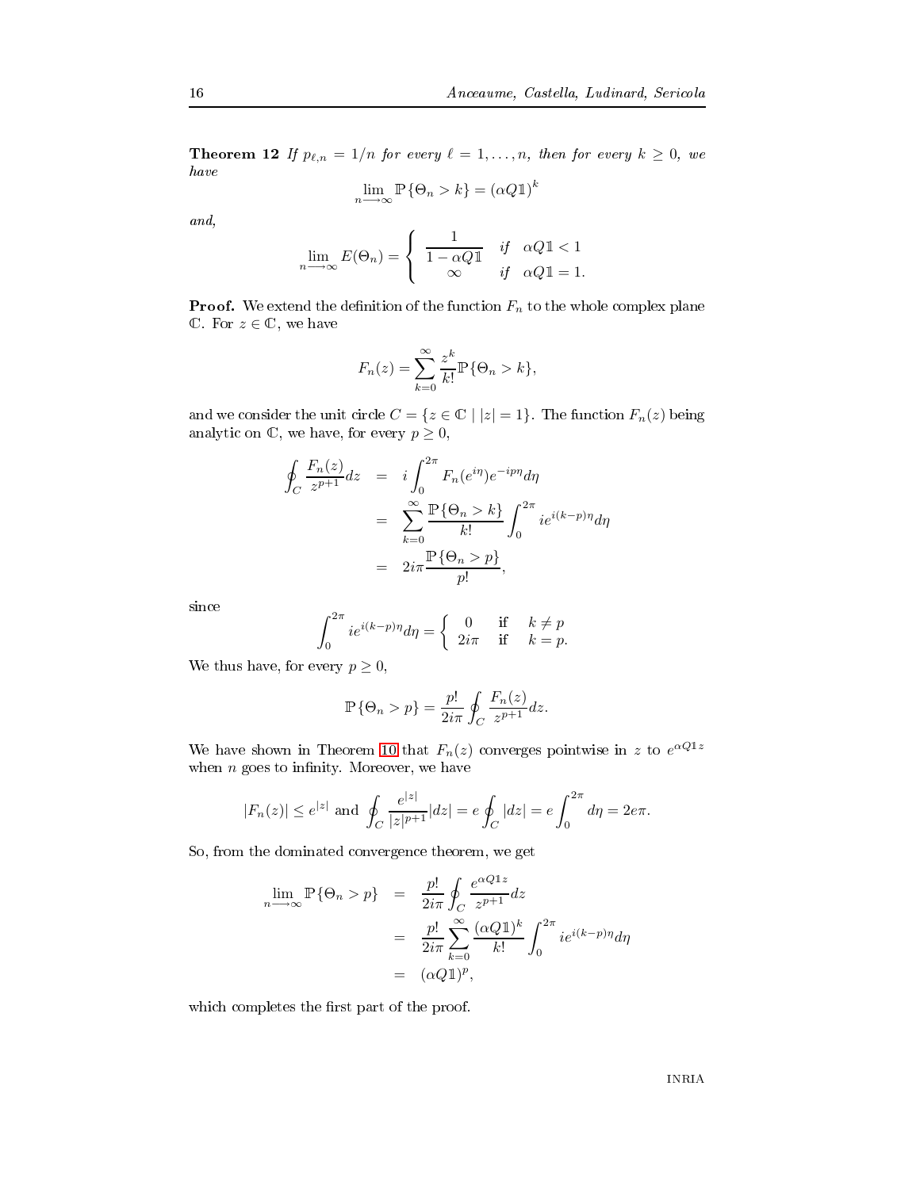**Theorem 12** *If $p_{\ell,n} = 1/n$ for every $\ell = 1, \ldots, n$, then for every $k \geq 0$, we have*

$$\lim_{n \longrightarrow \infty} \mathbb{P}\{\Theta_n > k\} = (\alpha Q \mathbb{1})^k$$

*and,*

$$\lim_{n \longrightarrow \infty} E(\Theta_n) = \begin{cases} \dfrac{1}{1 - \alpha Q \mathbb{1}} & \text{if} \quad \alpha Q \mathbb{1} < 1 \\ \infty & \text{if} \quad \alpha Q \mathbb{1} = 1. \end{cases}$$

**Proof.** We extend the definition of the function $F_n$ to the whole complex plane $\mathbb{C}$. For $z \in \mathbb{C}$, we have

$$F_n(z) = \sum_{k=0}^{\infty} \frac{z^k}{k!} \mathbb{P}\{\Theta_n > k\},$$

and we consider the unit circle $C = \{z \in \mathbb{C} \mid |z| = 1\}$. The function $F_n(z)$ being analytic on $\mathbb{C}$, we have, for every $p \geq 0$,

$$\begin{aligned}
\oint_C \frac{F_n(z)}{z^{p+1}} dz &= i \int_0^{2\pi} F_n(e^{i\eta}) e^{-ip\eta} d\eta \\
&= \sum_{k=0}^{\infty} \frac{\mathbb{P}\{\Theta_n > k\}}{k!} \int_0^{2\pi} i e^{i(k-p)\eta} d\eta \\
&= 2i\pi \frac{\mathbb{P}\{\Theta_n > p\}}{p!},
\end{aligned}$$

since

$$\int_0^{2\pi} i e^{i(k-p)\eta} d\eta = \begin{cases} 0 & \text{if} \quad k \neq p \\ 2i\pi & \text{if} \quad k = p. \end{cases}$$

We thus have, for every $p \geq 0$,

$$\mathbb{P}\{\Theta_n > p\} = \frac{p!}{2i\pi} \oint_C \frac{F_n(z)}{z^{p+1}} dz.$$

We have shown in Theorem 10 that $F_n(z)$ converges pointwise in $z$ to $e^{\alpha Q \mathbb{1} z}$ when $n$ goes to infinity. Moreover, we have

$$|F_n(z)| \leq e^{|z|} \text{ and } \oint_C \frac{e^{|z|}}{|z|^{p+1}} |dz| = e \oint_C |dz| = e \int_0^{2\pi} d\eta = 2e\pi.$$

So, from the dominated convergence theorem, we get

$$\begin{aligned}
\lim_{n \longrightarrow \infty} \mathbb{P}\{\Theta_n > p\} &= \frac{p!}{2i\pi} \oint_C \frac{e^{\alpha Q \mathbb{1} z}}{z^{p+1}} dz \\
&= \frac{p!}{2i\pi} \sum_{k=0}^{\infty} \frac{(\alpha Q \mathbb{1})^k}{k!} \int_0^{2\pi} i e^{i(k-p)\eta} d\eta \\
&= (\alpha Q \mathbb{1})^p,
\end{aligned}$$

which completes the first part of the proof.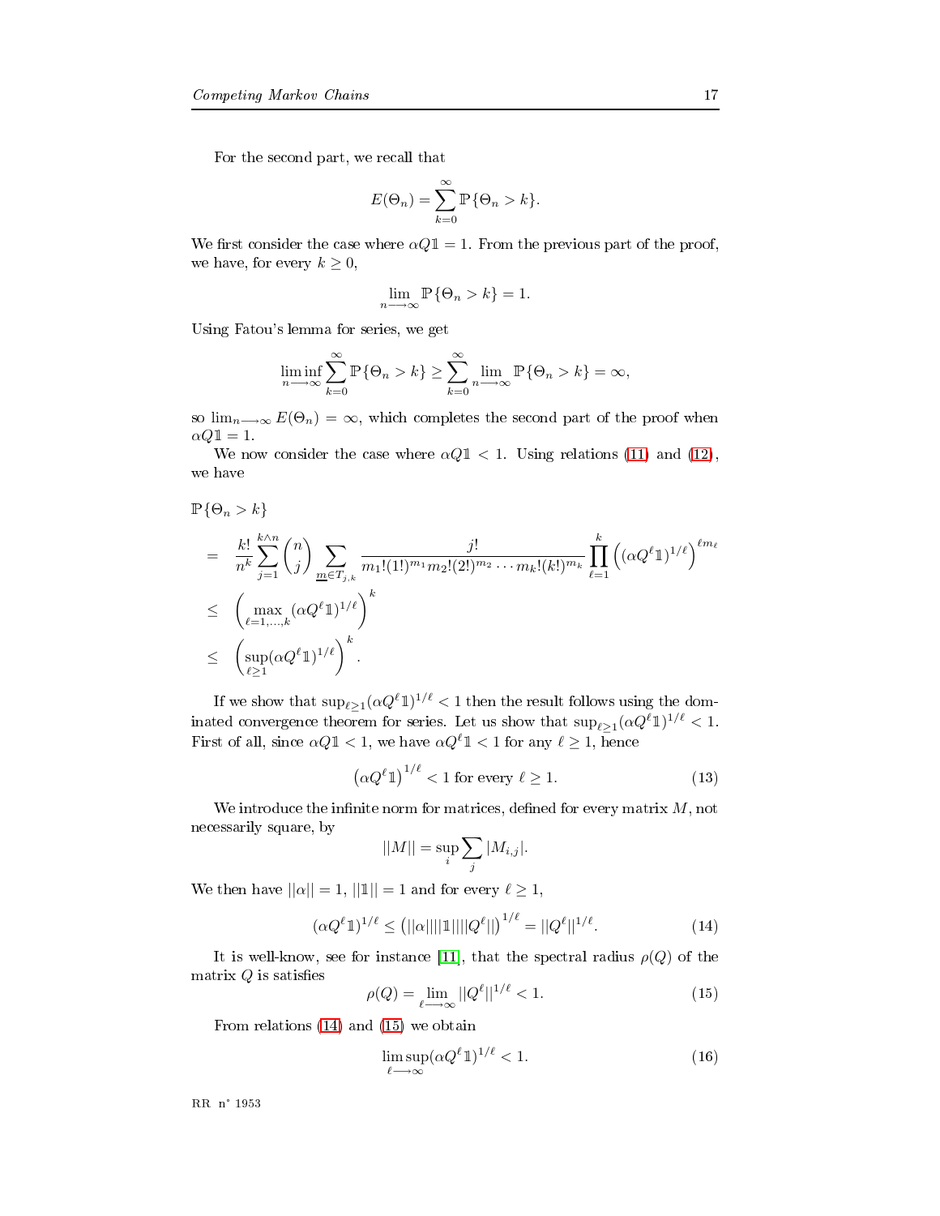For the second part, we recall that

$$E(\Theta_n) = \sum_{k=0}^{\infty} \mathbb{P}\{\Theta_n > k\}.$$

We first consider the case where $\alpha Q \mathbb{1} = 1$. From the previous part of the proof, we have, for every $k \geq 0$,

$$\lim_{n \longrightarrow \infty} \mathbb{P}\{\Theta_n > k\} = 1.$$

Using Fatou's lemma for series, we get

$$\liminf_{n \longrightarrow \infty} \sum_{k=0}^{\infty} \mathbb{P}\{\Theta_n > k\} \geq \sum_{k=0}^{\infty} \lim_{n \longrightarrow \infty} \mathbb{P}\{\Theta_n > k\} = \infty,$$

so $\lim_{n \longrightarrow \infty} E(\Theta_n) = \infty$, which completes the second part of the proof when $\alpha Q \mathbb{1} = 1$.

We now consider the case where $\alpha Q \mathbb{1} < 1$. Using relations (11) and (12), we have

$$
\begin{aligned}
&\mathbb{P}\{\Theta_n > k\} \\
&= \frac{k!}{n^k} \sum_{j=1}^{k \wedge n} \binom{n}{j} \sum_{\underline{m} \in T_{j,k}} \frac{j!}{m_1!(1!)^{m_1} m_2!(2!)^{m_2} \cdots m_k!(k!)^{m_k}} \prod_{\ell=1}^{k} \left( (\alpha Q^\ell \mathbb{1})^{1/\ell} \right)^{\ell m_\ell} \\
&\leq \left( \max_{\ell=1,\ldots,k} (\alpha Q^\ell \mathbb{1})^{1/\ell} \right)^k \\
&\leq \left( \sup_{\ell \geq 1} (\alpha Q^\ell \mathbb{1})^{1/\ell} \right)^k.
\end{aligned}
$$

If we show that $\sup_{\ell \geq 1} (\alpha Q^\ell \mathbb{1})^{1/\ell} < 1$ then the result follows using the dominated convergence theorem for series. Let us show that $\sup_{\ell \geq 1} (\alpha Q^\ell \mathbb{1})^{1/\ell} < 1$. First of all, since $\alpha Q \mathbb{1} < 1$, we have $\alpha Q^\ell \mathbb{1} < 1$ for any $\ell \geq 1$, hence

$$\left(\alpha Q^\ell \mathbb{1}\right)^{1/\ell} < 1 \text{ for every } \ell \geq 1. \tag{13}$$

We introduce the infinite norm for matrices, defined for every matrix $M$, not necessarily square, by

$$||M|| = \sup_i \sum_j |M_{i,j}|.$$

We then have $||\alpha|| = 1$, $||\mathbb{1}|| = 1$ and for every $\ell \geq 1$,

$$(\alpha Q^\ell \mathbb{1})^{1/\ell} \leq \left( ||\alpha|| ||\mathbb{1}|| ||Q^\ell|| \right)^{1/\ell} = ||Q^\ell||^{1/\ell}. \tag{14}$$

It is well-know, see for instance [11], that the spectral radius $\rho(Q)$ of the matrix $Q$ is satisfies

$$\rho(Q) = \lim_{\ell \longrightarrow \infty} ||Q^\ell||^{1/\ell} < 1. \tag{15}$$

From relations (14) and (15) we obtain

$$\limsup_{\ell \longrightarrow \infty} (\alpha Q^\ell \mathbb{1})^{1/\ell} < 1. \tag{16}$$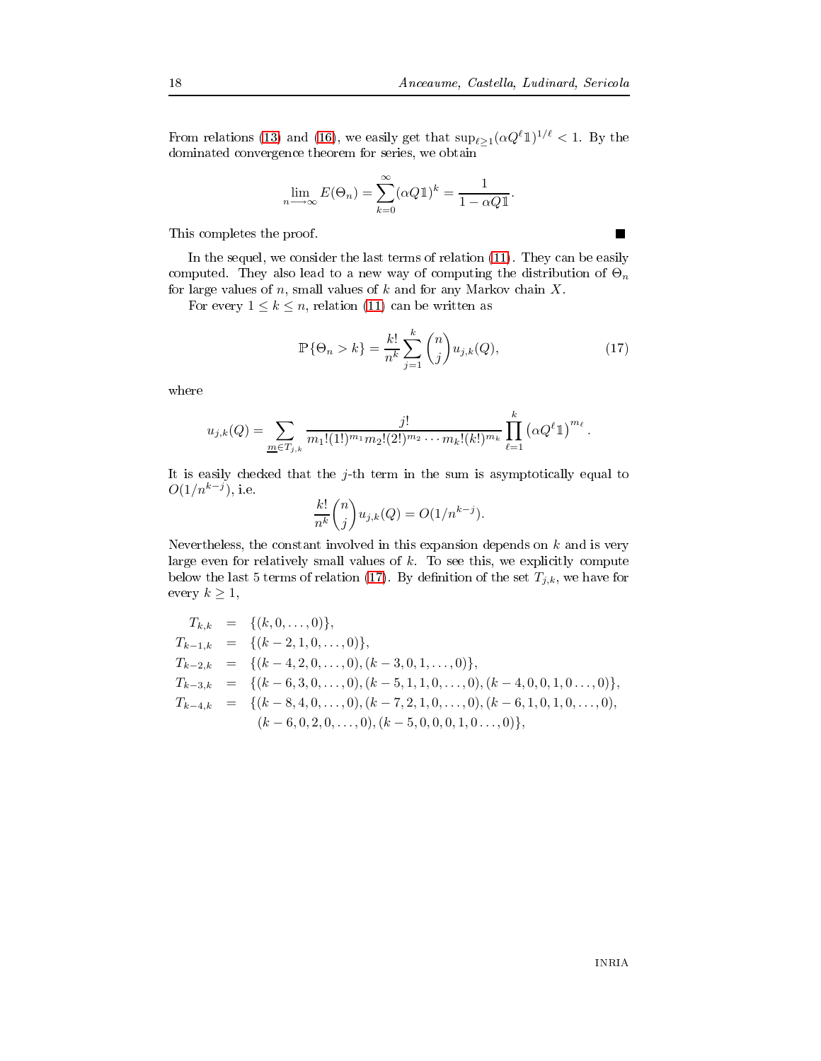From relations (13) and (16), we easily get that $\sup_{\ell \geq 1}(\alpha Q^{\ell}\mathbb{1})^{1/\ell} < 1$. By the dominated convergence theorem for series, we obtain

$$\lim_{n \longrightarrow \infty} E(\Theta_n) = \sum_{k=0}^{\infty} (\alpha Q \mathbb{1})^k = \frac{1}{1 - \alpha Q \mathbb{1}}.$$

This completes the proof. ■

In the sequel, we consider the last terms of relation (11). They can be easily computed. They also lead to a new way of computing the distribution of $\Theta_n$ for large values of $n$, small values of $k$ and for any Markov chain $X$.

For every $1 \leq k \leq n$, relation (11) can be written as

$$\mathbb{P}\{\Theta_n > k\} = \frac{k!}{n^k} \sum_{j=1}^{k} \binom{n}{j} u_{j,k}(Q), \tag{17}$$

where

$$u_{j,k}(Q) = \sum_{\underline{m} \in T_{j,k}} \frac{j!}{m_1!(1!)^{m_1} m_2!(2!)^{m_2} \cdots m_k!(k!)^{m_k}} \prod_{\ell=1}^{k} \left(\alpha Q^{\ell} \mathbb{1}\right)^{m_\ell}.$$

It is easily checked that the $j$-th term in the sum is asymptotically equal to $O(1/n^{k-j})$, i.e.

$$\frac{k!}{n^k} \binom{n}{j} u_{j,k}(Q) = O(1/n^{k-j}).$$

Nevertheless, the constant involved in this expansion depends on $k$ and is very large even for relatively small values of $k$. To see this, we explicitly compute below the last 5 terms of relation (17). By definition of the set $T_{j,k}$, we have for every $k \geq 1$,

$$\begin{aligned}
T_{k,k} &= \{(k, 0, \ldots, 0)\}, \\
T_{k-1,k} &= \{(k-2, 1, 0, \ldots, 0)\}, \\
T_{k-2,k} &= \{(k-4, 2, 0, \ldots, 0), (k-3, 0, 1, \ldots, 0)\}, \\
T_{k-3,k} &= \{(k-6, 3, 0, \ldots, 0), (k-5, 1, 1, 0, \ldots, 0), (k-4, 0, 0, 1, 0 \ldots, 0)\}, \\
T_{k-4,k} &= \{(k-8, 4, 0, \ldots, 0), (k-7, 2, 1, 0, \ldots, 0), (k-6, 1, 0, 1, 0, \ldots, 0), \\
&\qquad (k-6, 0, 2, 0, \ldots, 0), (k-5, 0, 0, 0, 1, 0 \ldots, 0)\},
\end{aligned}$$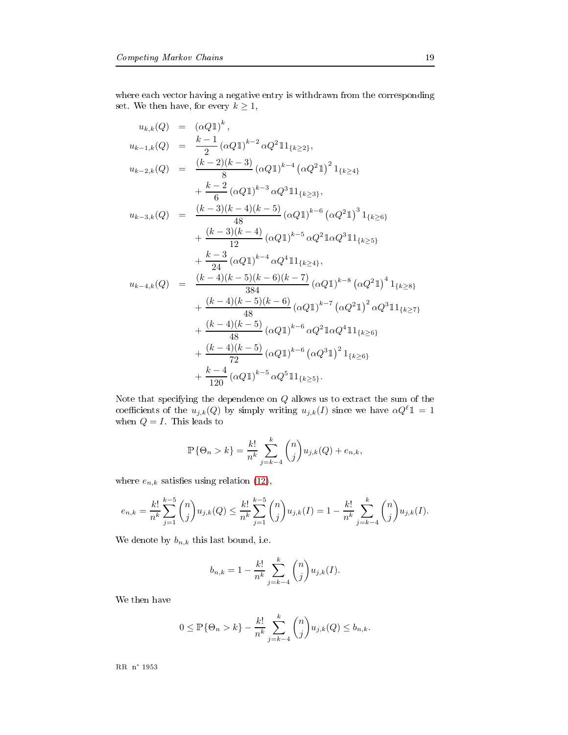where each vector having a negative entry is withdrawn from the corresponding set. We then have, for every $k \geq 1$,

$$
\begin{aligned}
u_{k,k}(Q) &= (\alpha Q \mathbb{1})^k, \\
u_{k-1,k}(Q) &= \frac{k-1}{2} (\alpha Q \mathbb{1})^{k-2} \alpha Q^2 \mathbb{1} 1_{\{k \geq 2\}}, \\
u_{k-2,k}(Q) &= \frac{(k-2)(k-3)}{8} (\alpha Q \mathbb{1})^{k-4} \left(\alpha Q^2 \mathbb{1}\right)^2 1_{\{k \geq 4\}} \\
&\quad + \frac{k-2}{6} (\alpha Q \mathbb{1})^{k-3} \alpha Q^3 \mathbb{1} 1_{\{k \geq 3\}}, \\
u_{k-3,k}(Q) &= \frac{(k-3)(k-4)(k-5)}{48} (\alpha Q \mathbb{1})^{k-6} \left(\alpha Q^2 \mathbb{1}\right)^3 1_{\{k \geq 6\}} \\
&\quad + \frac{(k-3)(k-4)}{12} (\alpha Q \mathbb{1})^{k-5} \alpha Q^2 \mathbb{1} \alpha Q^3 \mathbb{1} 1_{\{k \geq 5\}} \\
&\quad + \frac{k-3}{24} (\alpha Q \mathbb{1})^{k-4} \alpha Q^4 \mathbb{1} 1_{\{k \geq 4\}}, \\
u_{k-4,k}(Q) &= \frac{(k-4)(k-5)(k-6)(k-7)}{384} (\alpha Q \mathbb{1})^{k-8} \left(\alpha Q^2 \mathbb{1}\right)^4 1_{\{k \geq 8\}} \\
&\quad + \frac{(k-4)(k-5)(k-6)}{48} (\alpha Q \mathbb{1})^{k-7} \left(\alpha Q^2 \mathbb{1}\right)^2 \alpha Q^3 \mathbb{1} 1_{\{k \geq 7\}} \\
&\quad + \frac{(k-4)(k-5)}{48} (\alpha Q \mathbb{1})^{k-6} \alpha Q^2 \mathbb{1} \alpha Q^4 \mathbb{1} 1_{\{k \geq 6\}} \\
&\quad + \frac{(k-4)(k-5)}{72} (\alpha Q \mathbb{1})^{k-6} \left(\alpha Q^3 \mathbb{1}\right)^2 1_{\{k \geq 6\}} \\
&\quad + \frac{k-4}{120} (\alpha Q \mathbb{1})^{k-5} \alpha Q^5 \mathbb{1} 1_{\{k \geq 5\}}.
\end{aligned}
$$

Note that specifying the dependence on $Q$ allows us to extract the sum of the coefficients of the $u_{j,k}(Q)$ by simply writing $u_{j,k}(I)$ since we have $\alpha Q^\ell \mathbb{1} = 1$ when $Q = I$. This leads to

$$
\mathbb{P}\{\Theta_n > k\} = \frac{k!}{n^k} \sum_{j=k-4}^{k} \binom{n}{j} u_{j,k}(Q) + e_{n,k},
$$

where $e_{n,k}$ satisfies using relation (12),

$$
e_{n,k} = \frac{k!}{n^k} \sum_{j=1}^{k-5} \binom{n}{j} u_{j,k}(Q) \leq \frac{k!}{n^k} \sum_{j=1}^{k-5} \binom{n}{j} u_{j,k}(I) = 1 - \frac{k!}{n^k} \sum_{j=k-4}^{k} \binom{n}{j} u_{j,k}(I).
$$

We denote by $b_{n,k}$ this last bound, i.e.

$$
b_{n,k} = 1 - \frac{k!}{n^k} \sum_{j=k-4}^{k} \binom{n}{j} u_{j,k}(I).
$$

We then have

$$
0 \leq \mathbb{P}\{\Theta_n > k\} - \frac{k!}{n^k} \sum_{j=k-4}^{k} \binom{n}{j} u_{j,k}(Q) \leq b_{n,k}.
$$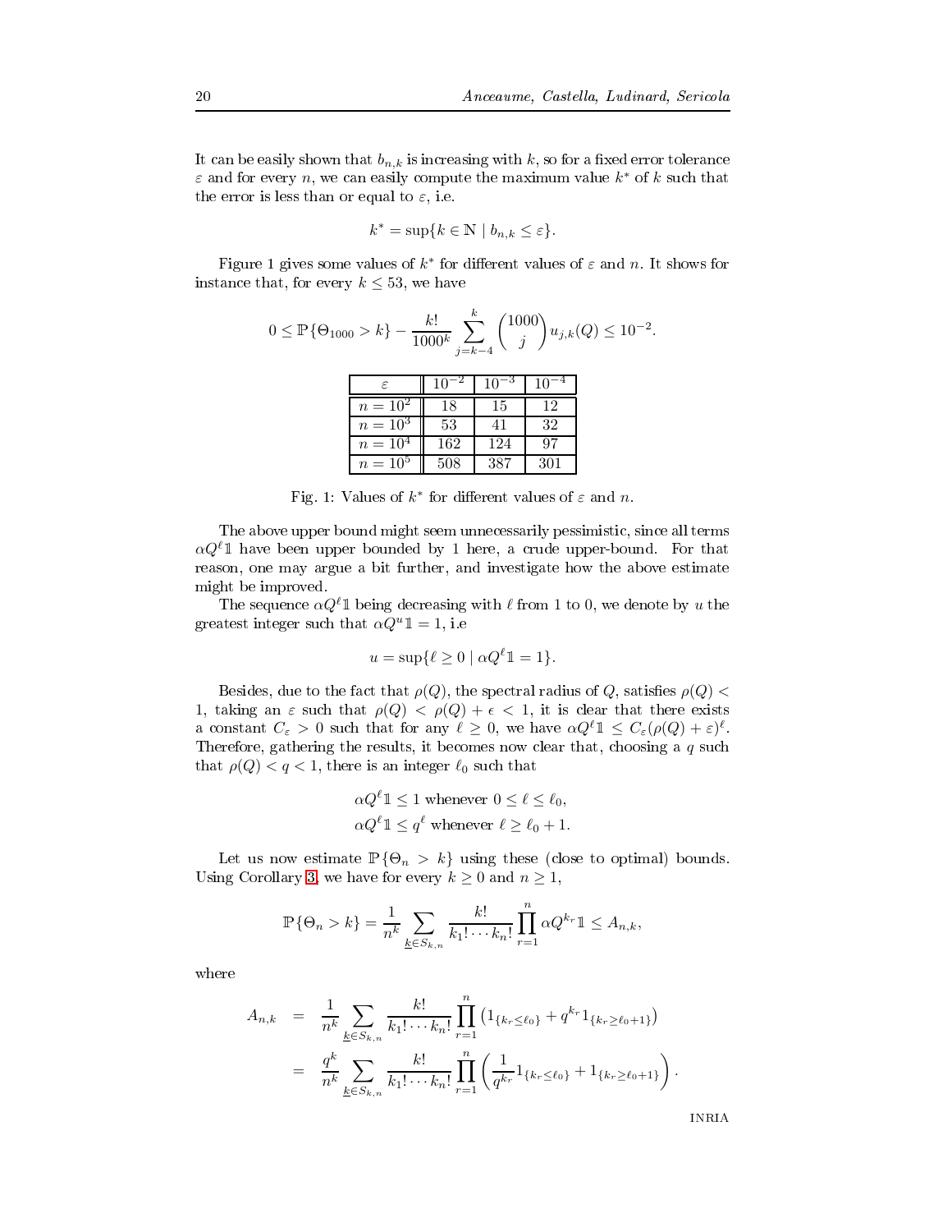It can be easily shown that $b_{n,k}$ is increasing with $k$, so for a fixed error tolerance $\varepsilon$ and for every $n$, we can easily compute the maximum value $k^*$ of $k$ such that the error is less than or equal to $\varepsilon$, i.e.

$$k^* = \sup\{k \in \mathbb{N} \mid b_{n,k} \leq \varepsilon\}.$$

Figure 1 gives some values of $k^*$ for different values of $\varepsilon$ and $n$. It shows for instance that, for every $k \leq 53$, we have

$$0 \leq \mathbb{P}\{\Theta_{1000} > k\} - \frac{k!}{1000^k} \sum_{j=k-4}^{k} \binom{1000}{j} u_{j,k}(Q) \leq 10^{-2}.$$

| $\varepsilon$ | $10^{-2}$ | $10^{-3}$ | $10^{-4}$ |
|---|---|---|---|
| $n = 10^2$ | 18 | 15 | 12 |
| $n = 10^3$ | 53 | 41 | 32 |
| $n = 10^4$ | 162 | 124 | 97 |
| $n = 10^5$ | 508 | 387 | 301 |

Fig. 1: Values of $k^*$ for different values of $\varepsilon$ and $n$.

The above upper bound might seem unnecessarily pessimistic, since all terms $\alpha Q^\ell \mathbb{1}$ have been upper bounded by 1 here, a crude upper-bound. For that reason, one may argue a bit further, and investigate how the above estimate might be improved.

The sequence $\alpha Q^\ell \mathbb{1}$ being decreasing with $\ell$ from 1 to 0, we denote by $u$ the greatest integer such that $\alpha Q^u \mathbb{1} = 1$, i.e

$$u = \sup\{\ell \geq 0 \mid \alpha Q^\ell \mathbb{1} = 1\}.$$

Besides, due to the fact that $\rho(Q)$, the spectral radius of $Q$, satisfies $\rho(Q) < 1$, taking an $\varepsilon$ such that $\rho(Q) < \rho(Q) + \epsilon < 1$, it is clear that there exists a constant $C_\varepsilon > 0$ such that for any $\ell \geq 0$, we have $\alpha Q^\ell \mathbb{1} \leq C_\varepsilon (\rho(Q) + \varepsilon)^\ell$. Therefore, gathering the results, it becomes now clear that, choosing a $q$ such that $\rho(Q) < q < 1$, there is an integer $\ell_0$ such that

$$\alpha Q^\ell \mathbb{1} \leq 1 \text{ whenever } 0 \leq \ell \leq \ell_0,$$
$$\alpha Q^\ell \mathbb{1} \leq q^\ell \text{ whenever } \ell \geq \ell_0 + 1.$$

Let us now estimate $\mathbb{P}\{\Theta_n > k\}$ using these (close to optimal) bounds. Using Corollary 3, we have for every $k \geq 0$ and $n \geq 1$,

$$\mathbb{P}\{\Theta_n > k\} = \frac{1}{n^k} \sum_{\underline{k} \in S_{k,n}} \frac{k!}{k_1! \cdots k_n!} \prod_{r=1}^{n} \alpha Q^{k_r} \mathbb{1} \leq A_{n,k},$$

where

$$\begin{aligned} A_{n,k} &= \frac{1}{n^k} \sum_{\underline{k} \in S_{k,n}} \frac{k!}{k_1! \cdots k_n!} \prod_{r=1}^{n} \left(1_{\{k_r \leq \ell_0\}} + q^{k_r} 1_{\{k_r \geq \ell_0+1\}}\right) \\ &= \frac{q^k}{n^k} \sum_{\underline{k} \in S_{k,n}} \frac{k!}{k_1! \cdots k_n!} \prod_{r=1}^{n} \left(\frac{1}{q^{k_r}} 1_{\{k_r \leq \ell_0\}} + 1_{\{k_r \geq \ell_0+1\}}\right). \end{aligned}$$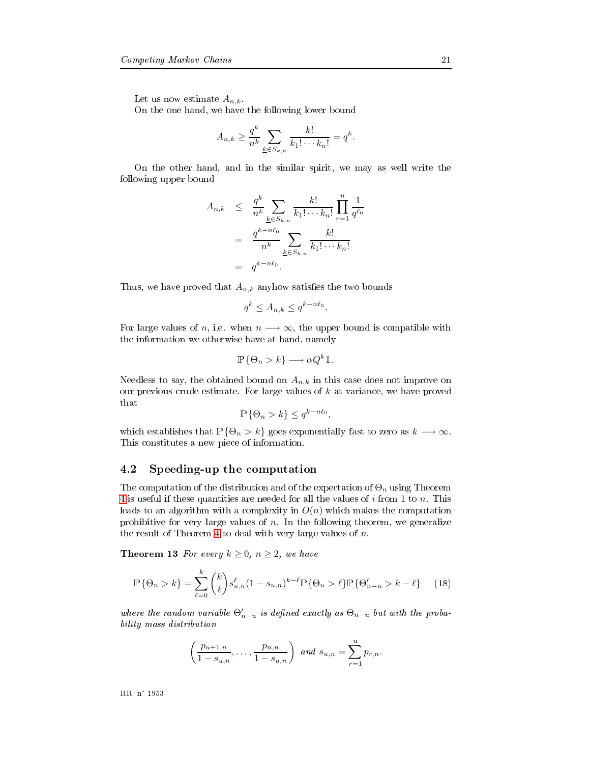Let us now estimate $A_{n,k}$.

On the one hand, we have the following lower bound

$$A_{n,k} \geq \frac{q^k}{n^k} \sum_{\underline{k} \in S_{k,n}} \frac{k!}{k_1! \cdots k_n!} = q^k.$$

On the other hand, and in the similar spirit, we may as well write the following upper bound

$$\begin{aligned}
A_{n,k} &\leq \frac{q^k}{n^k} \sum_{\underline{k} \in S_{k,n}} \frac{k!}{k_1! \cdots k_n!} \prod_{r=1}^{n} \frac{1}{q^{\ell_0}} \\
&= \frac{q^{k-n\ell_0}}{n^k} \sum_{\underline{k} \in S_{k,n}} \frac{k!}{k_1! \cdots k_n!} \\
&= q^{k-n\ell_0}.
\end{aligned}$$

Thus, we have proved that $A_{n,k}$ anyhow satisfies the two bounds

$$q^k \leq A_{n,k} \leq q^{k-n\ell_0}.$$

For large values of $n$, i.e. when $n \longrightarrow \infty$, the upper bound is compatible with the information we otherwise have at hand, namely

$$\mathbb{P}\{\Theta_n > k\} \longrightarrow \alpha Q^k \mathbb{1}.$$

Needless to say, the obtained bound on $A_{n,k}$ in this case does not improve on our previous crude estimate. For large values of $k$ at variance, we have proved that

$$\mathbb{P}\{\Theta_n > k\} \leq q^{k-n\ell_0},$$

which establishes that $\mathbb{P}\{\Theta_n > k\}$ goes exponentially fast to zero as $k \longrightarrow \infty$. This constitutes a new piece of information.

## 4.2 Speeding-up the computation

The computation of the distribution and of the expectation of $\Theta_n$ using Theorem 4 is useful if these quantities are needed for all the values of $i$ from 1 to $n$. This leads to an algorithm with a complexity in $O(n)$ which makes the computation prohibitive for very large values of $n$. In the following theorem, we generalize the result of Theorem 4 to deal with very large values of $n$.

**Theorem 13** *For every $k \geq 0$, $n \geq 2$, we have*

$$\mathbb{P}\{\Theta_n > k\} = \sum_{\ell=0}^{k} \binom{k}{\ell} s_{u,n}^{\ell} (1 - s_{u,n})^{k-\ell} \mathbb{P}\{\Theta_u > \ell\} \mathbb{P}\{\Theta'_{n-u} > k - \ell\} \tag{18}$$

*where the random variable $\Theta'_{n-u}$ is defined exactly as $\Theta_{n-u}$ but with the probability mass distribution*

$$\left( \frac{p_{u+1,n}}{1 - s_{u,n}}, \ldots, \frac{p_{n,n}}{1 - s_{u,n}} \right) \text{ and } s_{u,n} = \sum_{r=1}^{u} p_{r,n}.$$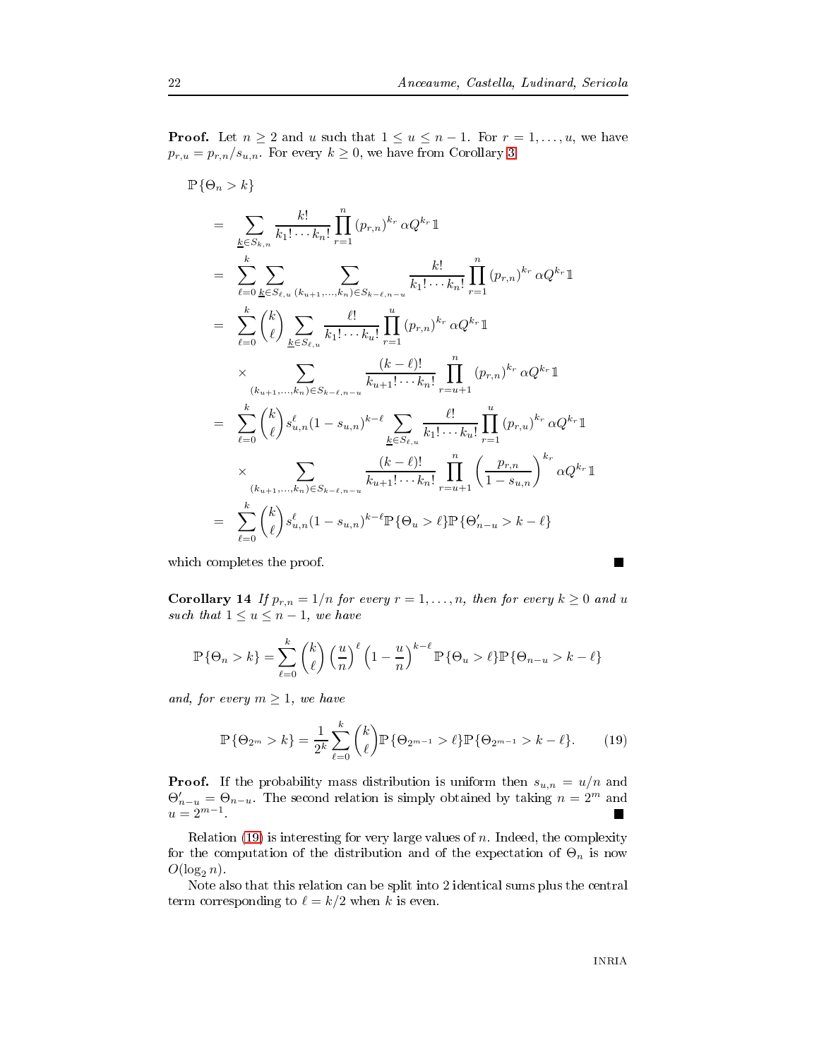**Proof.** Let $n \geq 2$ and $u$ such that $1 \leq u \leq n-1$. For $r = 1, \ldots, u$, we have $p_{r,u} = p_{r,n}/s_{u,n}$. For every $k \geq 0$, we have from Corollary 3

$$
\begin{aligned}
&\mathbb{P}\{\Theta_n > k\} \\
&= \sum_{\underline{k} \in S_{k,n}} \frac{k!}{k_1! \cdots k_n!} \prod_{r=1}^{n} (p_{r,n})^{k_r} \alpha Q^{k_r} \mathbb{1} \\
&= \sum_{\ell=0}^{k} \sum_{\underline{k} \in S_{\ell,u}} \sum_{(k_{u+1},\ldots,k_n) \in S_{k-\ell,n-u}} \frac{k!}{k_1! \cdots k_n!} \prod_{r=1}^{n} (p_{r,n})^{k_r} \alpha Q^{k_r} \mathbb{1} \\
&= \sum_{\ell=0}^{k} \binom{k}{\ell} \sum_{\underline{k} \in S_{\ell,u}} \frac{\ell!}{k_1! \cdots k_u!} \prod_{r=1}^{u} (p_{r,n})^{k_r} \alpha Q^{k_r} \mathbb{1} \\
&\quad \times \sum_{(k_{u+1},\ldots,k_n) \in S_{k-\ell,n-u}} \frac{(k-\ell)!}{k_{u+1}! \cdots k_n!} \prod_{r=u+1}^{n} (p_{r,n})^{k_r} \alpha Q^{k_r} \mathbb{1} \\
&= \sum_{\ell=0}^{k} \binom{k}{\ell} s_{u,n}^{\ell} (1 - s_{u,n})^{k-\ell} \sum_{\underline{k} \in S_{\ell,u}} \frac{\ell!}{k_1! \cdots k_u!} \prod_{r=1}^{u} (p_{r,u})^{k_r} \alpha Q^{k_r} \mathbb{1} \\
&\quad \times \sum_{(k_{u+1},\ldots,k_n) \in S_{k-\ell,n-u}} \frac{(k-\ell)!}{k_{u+1}! \cdots k_n!} \prod_{r=u+1}^{n} \left(\frac{p_{r,n}}{1 - s_{u,n}}\right)^{k_r} \alpha Q^{k_r} \mathbb{1} \\
&= \sum_{\ell=0}^{k} \binom{k}{\ell} s_{u,n}^{\ell} (1 - s_{u,n})^{k-\ell} \mathbb{P}\{\Theta_u > \ell\} \mathbb{P}\{\Theta'_{n-u} > k - \ell\}
\end{aligned}
$$

which completes the proof. ∎

**Corollary 14** *If $p_{r,n} = 1/n$ for every $r = 1, \ldots, n$, then for every $k \geq 0$ and $u$ such that $1 \leq u \leq n-1$, we have*

$$
\mathbb{P}\{\Theta_n > k\} = \sum_{\ell=0}^{k} \binom{k}{\ell} \left(\frac{u}{n}\right)^{\ell} \left(1 - \frac{u}{n}\right)^{k-\ell} \mathbb{P}\{\Theta_u > \ell\} \mathbb{P}\{\Theta_{n-u} > k - \ell\}
$$

*and, for every $m \geq 1$, we have*

$$
\mathbb{P}\{\Theta_{2^m} > k\} = \frac{1}{2^k} \sum_{\ell=0}^{k} \binom{k}{\ell} \mathbb{P}\{\Theta_{2^{m-1}} > \ell\} \mathbb{P}\{\Theta_{2^{m-1}} > k - \ell\}. \tag{19}
$$

**Proof.** If the probability mass distribution is uniform then $s_{u,n} = u/n$ and $\Theta'_{n-u} = \Theta_{n-u}$. The second relation is simply obtained by taking $n = 2^m$ and $u = 2^{m-1}$. ∎

Relation (19) is interesting for very large values of $n$. Indeed, the complexity for the computation of the distribution and of the expectation of $\Theta_n$ is now $O(\log_2 n)$.

Note also that this relation can be split into 2 identical sums plus the central term corresponding to $\ell = k/2$ when $k$ is even.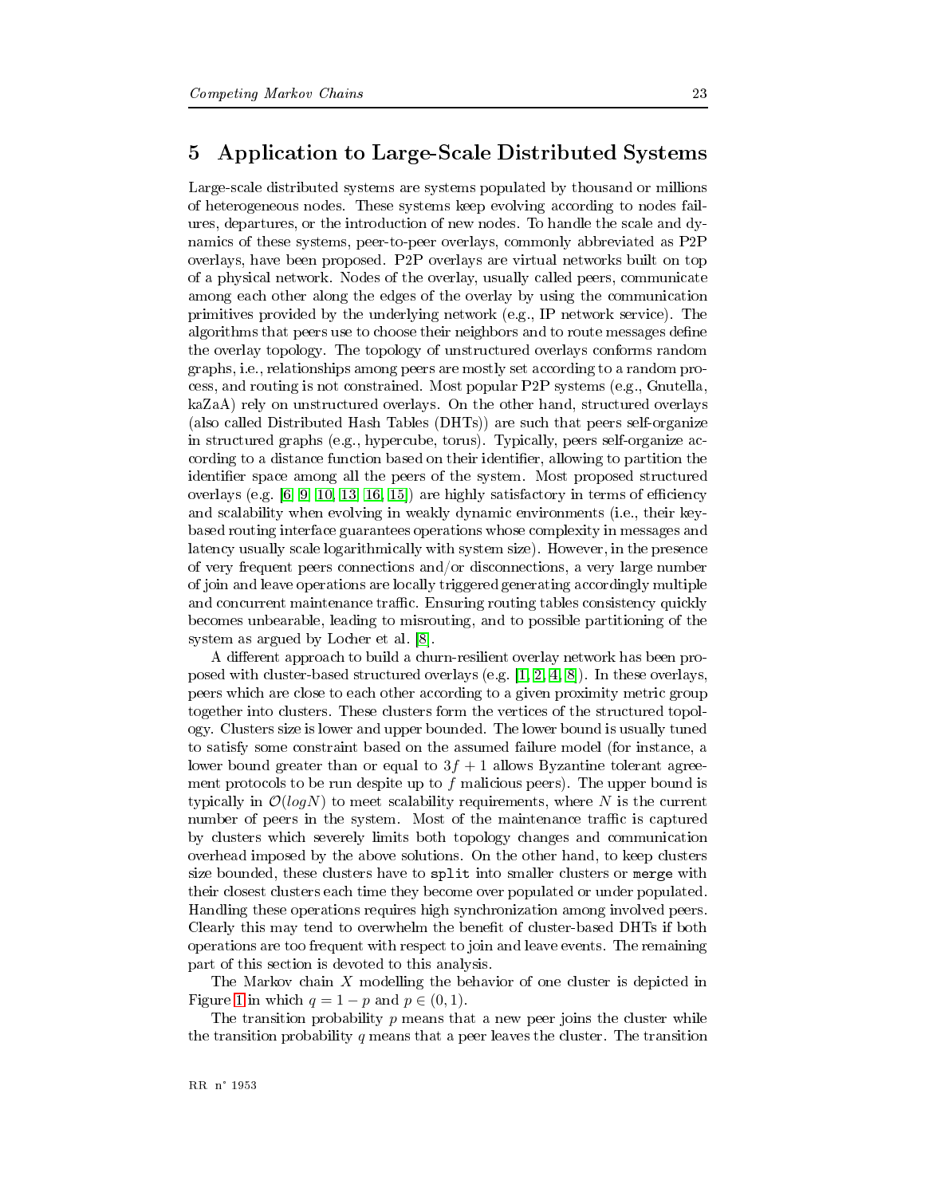# 5 Application to Large-Scale Distributed Systems

Large-scale distributed systems are systems populated by thousand or millions of heterogeneous nodes. These systems keep evolving according to nodes failures, departures, or the introduction of new nodes. To handle the scale and dynamics of these systems, peer-to-peer overlays, commonly abbreviated as P2P overlays, have been proposed. P2P overlays are virtual networks built on top of a physical network. Nodes of the overlay, usually called peers, communicate among each other along the edges of the overlay by using the communication primitives provided by the underlying network (e.g., IP network service). The algorithms that peers use to choose their neighbors and to route messages define the overlay topology. The topology of unstructured overlays conforms random graphs, i.e., relationships among peers are mostly set according to a random process, and routing is not constrained. Most popular P2P systems (e.g., Gnutella, kaZaA) rely on unstructured overlays. On the other hand, structured overlays (also called Distributed Hash Tables (DHTs)) are such that peers self-organize in structured graphs (e.g., hypercube, torus). Typically, peers self-organize according to a distance function based on their identifier, allowing to partition the identifier space among all the peers of the system. Most proposed structured overlays (e.g. [6, 9, 10, 13, 16, 15]) are highly satisfactory in terms of efficiency and scalability when evolving in weakly dynamic environments (i.e., their key-based routing interface guarantees operations whose complexity in messages and latency usually scale logarithmically with system size). However, in the presence of very frequent peers connections and/or disconnections, a very large number of join and leave operations are locally triggered generating accordingly multiple and concurrent maintenance traffic. Ensuring routing tables consistency quickly becomes unbearable, leading to misrouting, and to possible partitioning of the system as argued by Locher et al. [8].

A different approach to build a churn-resilient overlay network has been proposed with cluster-based structured overlays (e.g. [1, 2, 4, 8]). In these overlays, peers which are close to each other according to a given proximity metric group together into clusters. These clusters form the vertices of the structured topology. Clusters size is lower and upper bounded. The lower bound is usually tuned to satisfy some constraint based on the assumed failure model (for instance, a lower bound greater than or equal to $3f+1$ allows Byzantine tolerant agreement protocols to be run despite up to $f$ malicious peers). The upper bound is typically in $\mathcal{O}(logN)$ to meet scalability requirements, where $N$ is the current number of peers in the system. Most of the maintenance traffic is captured by clusters which severely limits both topology changes and communication overhead imposed by the above solutions. On the other hand, to keep clusters size bounded, these clusters have to `split` into smaller clusters or `merge` with their closest clusters each time they become over populated or under populated. Handling these operations requires high synchronization among involved peers. Clearly this may tend to overwhelm the benefit of cluster-based DHTs if both operations are too frequent with respect to join and leave events. The remaining part of this section is devoted to this analysis.

The Markov chain $X$ modelling the behavior of one cluster is depicted in Figure 1 in which $q = 1 - p$ and $p \in (0, 1)$.

The transition probability $p$ means that a new peer joins the cluster while the transition probability $q$ means that a peer leaves the cluster. The transition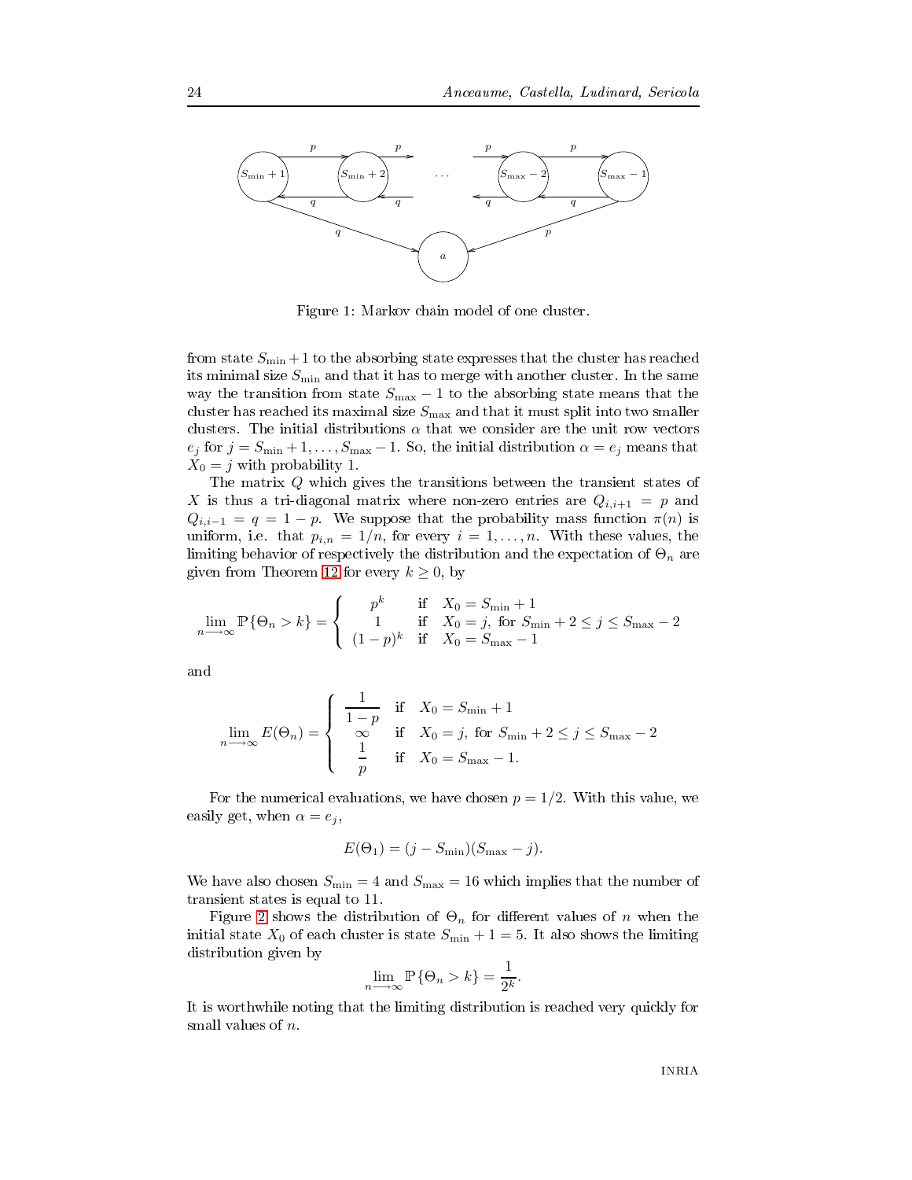Figure 1: Markov chain model of one cluster.

from state $S_{\min}+1$ to the absorbing state expresses that the cluster has reached its minimal size $S_{\min}$ and that it has to merge with another cluster. In the same way the transition from state $S_{\max}-1$ to the absorbing state means that the cluster has reached its maximal size $S_{\max}$ and that it must split into two smaller clusters. The initial distributions $\alpha$ that we consider are the unit row vectors $e_j$ for $j = S_{\min}+1, \ldots, S_{\max}-1$. So, the initial distribution $\alpha = e_j$ means that $X_0 = j$ with probability 1.

The matrix $Q$ which gives the transitions between the transient states of $X$ is thus a tri-diagonal matrix where non-zero entries are $Q_{i,i+1} = p$ and $Q_{i,i-1} = q = 1-p$. We suppose that the probability mass function $\pi(n)$ is uniform, i.e. that $p_{i,n} = 1/n$, for every $i = 1, \ldots, n$. With these values, the limiting behavior of respectively the distribution and the expectation of $\Theta_n$ are given from Theorem 12 for every $k \geq 0$, by

$$\lim_{n \longrightarrow \infty} \mathbb{P}\{\Theta_n > k\} = \begin{cases} p^k & \text{if} \quad X_0 = S_{\min}+1 \\ 1 & \text{if} \quad X_0 = j, \text{ for } S_{\min}+2 \leq j \leq S_{\max}-2 \\ (1-p)^k & \text{if} \quad X_0 = S_{\max}-1 \end{cases}$$

and

$$\lim_{n \longrightarrow \infty} E(\Theta_n) = \begin{cases} \dfrac{1}{1-p} & \text{if} \quad X_0 = S_{\min}+1 \\ \infty & \text{if} \quad X_0 = j, \text{ for } S_{\min}+2 \leq j \leq S_{\max}-2 \\ \dfrac{1}{p} & \text{if} \quad X_0 = S_{\max}-1. \end{cases}$$

For the numerical evaluations, we have chosen $p = 1/2$. With this value, we easily get, when $\alpha = e_j$,

$$E(\Theta_1) = (j - S_{\min})(S_{\max} - j).$$

We have also chosen $S_{\min} = 4$ and $S_{\max} = 16$ which implies that the number of transient states is equal to 11.

Figure 2 shows the distribution of $\Theta_n$ for different values of $n$ when the initial state $X_0$ of each cluster is state $S_{\min}+1 = 5$. It also shows the limiting distribution given by

$$\lim_{n \longrightarrow \infty} \mathbb{P}\{\Theta_n > k\} = \frac{1}{2^k}.$$

It is worthwhile noting that the limiting distribution is reached very quickly for small values of $n$.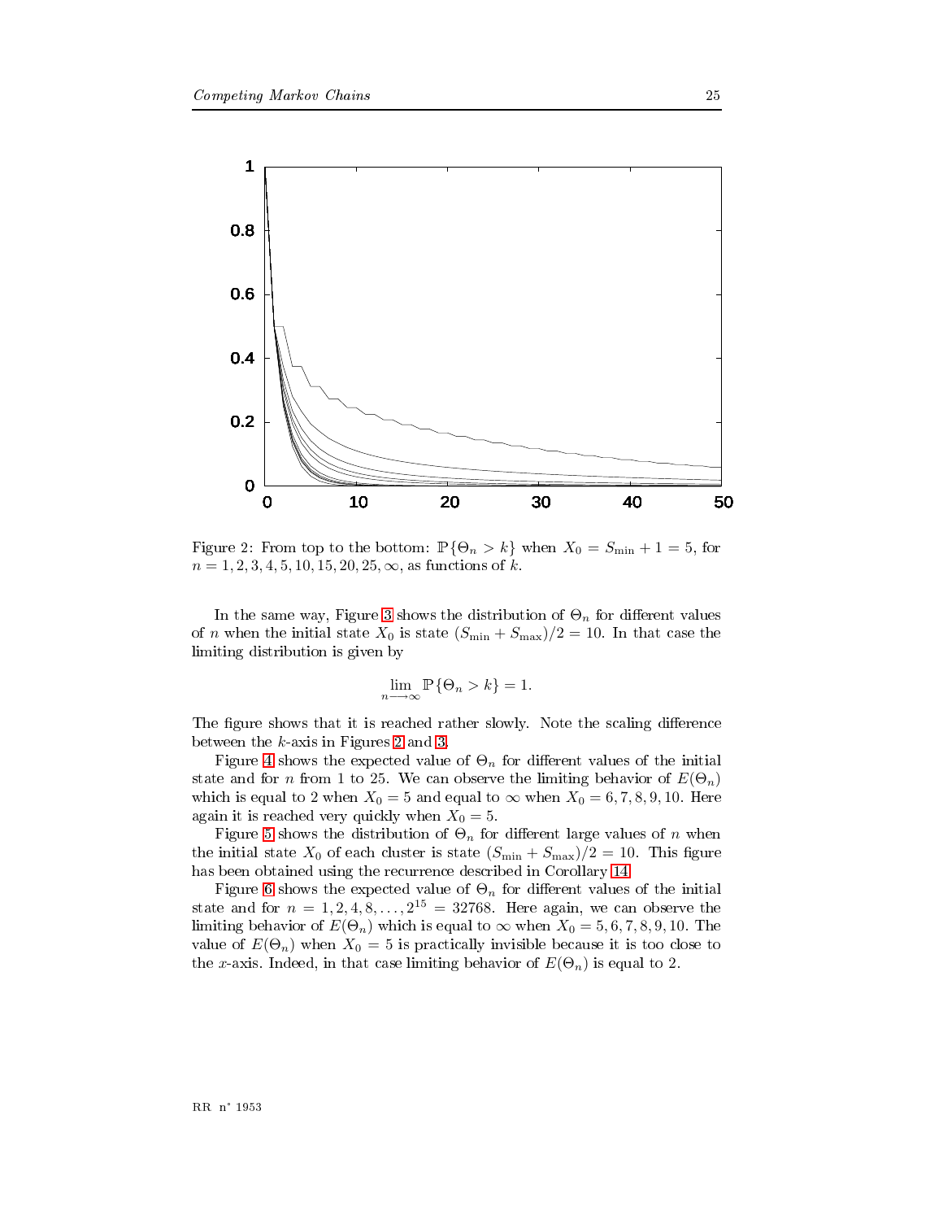Figure 2: From top to the bottom: $\mathbb{P}\{\Theta_n > k\}$ when $X_0 = S_{\min} + 1 = 5$, for $n = 1, 2, 3, 4, 5, 10, 15, 20, 25, \infty$, as functions of $k$.

In the same way, Figure 3 shows the distribution of $\Theta_n$ for different values of $n$ when the initial state $X_0$ is state $(S_{\min} + S_{\max})/2 = 10$. In that case the limiting distribution is given by

$$\lim_{n \longrightarrow \infty} \mathbb{P}\{\Theta_n > k\} = 1.$$

The figure shows that it is reached rather slowly. Note the scaling difference between the $k$-axis in Figures 2 and 3.

Figure 4 shows the expected value of $\Theta_n$ for different values of the initial state and for $n$ from 1 to 25. We can observe the limiting behavior of $E(\Theta_n)$ which is equal to 2 when $X_0 = 5$ and equal to $\infty$ when $X_0 = 6, 7, 8, 9, 10$. Here again it is reached very quickly when $X_0 = 5$.

Figure 5 shows the distribution of $\Theta_n$ for different large values of $n$ when the initial state $X_0$ of each cluster is state $(S_{\min} + S_{\max})/2 = 10$. This figure has been obtained using the recurrence described in Corollary 14.

Figure 6 shows the expected value of $\Theta_n$ for different values of the initial state and for $n = 1, 2, 4, 8, \ldots, 2^{15} = 32768$. Here again, we can observe the limiting behavior of $E(\Theta_n)$ which is equal to $\infty$ when $X_0 = 5, 6, 7, 8, 9, 10$. The value of $E(\Theta_n)$ when $X_0 = 5$ is practically invisible because it is too close to the $x$-axis. Indeed, in that case limiting behavior of $E(\Theta_n)$ is equal to 2.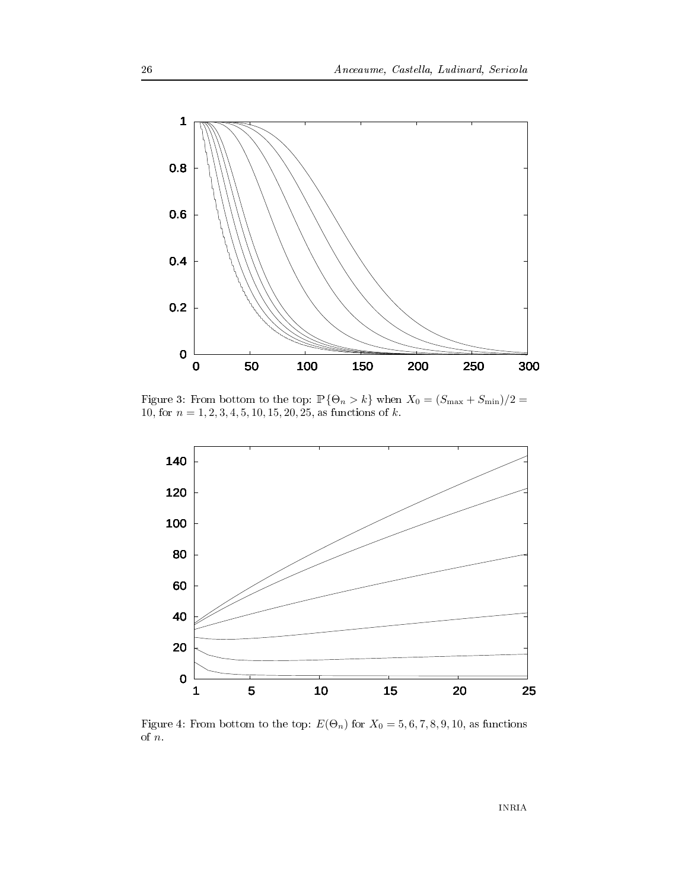Figure 3: From bottom to the top: $\mathbb{P}\{\Theta_n > k\}$ when $X_0 = (S_{\max} + S_{\min})/2 = 10$, for $n = 1, 2, 3, 4, 5, 10, 15, 20, 25$, as functions of $k$.

Figure 4: From bottom to the top: $E(\Theta_n)$ for $X_0 = 5, 6, 7, 8, 9, 10$, as functions of $n$.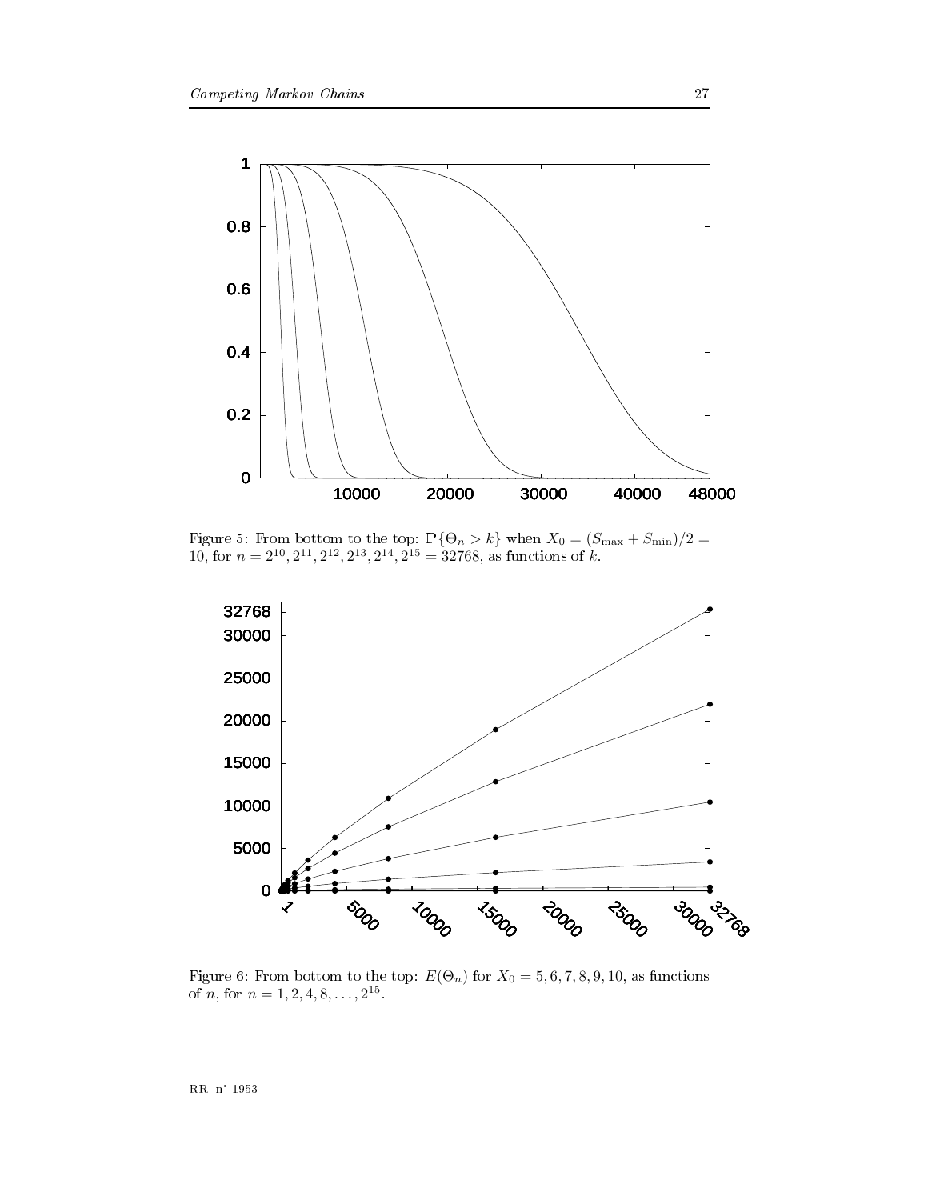Figure 5: From bottom to the top: $\mathbb{P}\{\Theta_n > k\}$ when $X_0 = (S_{\max} + S_{\min})/2 = 10$, for $n = 2^{10}, 2^{11}, 2^{12}, 2^{13}, 2^{14}, 2^{15} = 32768$, as functions of $k$.

Figure 6: From bottom to the top: $E(\Theta_n)$ for $X_0 = 5, 6, 7, 8, 9, 10$, as functions of $n$, for $n = 1, 2, 4, 8, \ldots, 2^{15}$.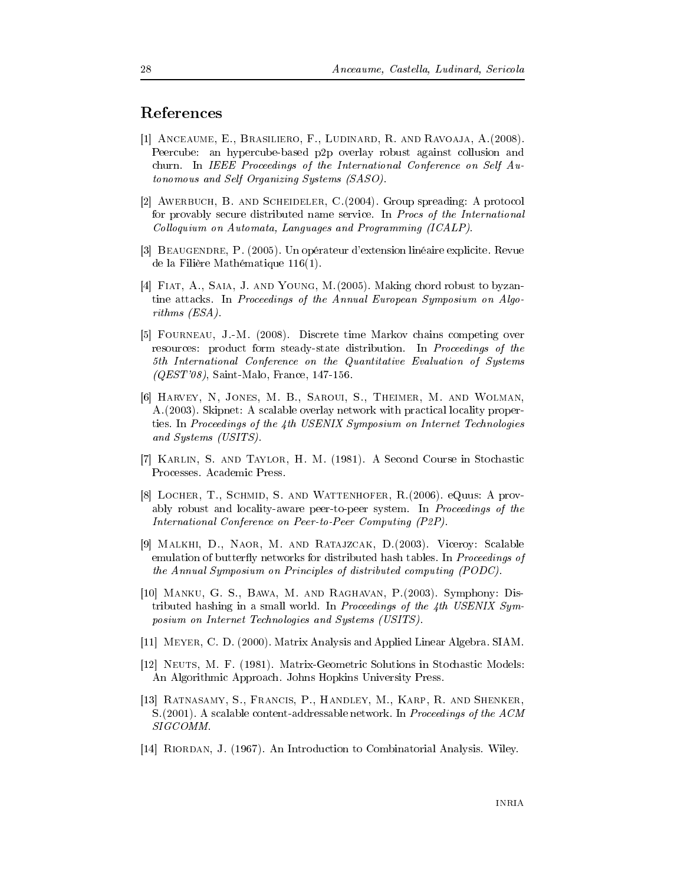# References

[1] Anceaume, E., Brasiliero, F., Ludinard, R. and Ravoaja, A.(2008). Peercube: an hypercube-based p2p overlay robust against collusion and churn. In *IEEE Proceedings of the International Conference on Self Autonomous and Self Organizing Systems (SASO)*.

[2] Awerbuch, B. and Scheideler, C.(2004). Group spreading: A protocol for provably secure distributed name service. In *Procs of the International Colloquium on Automata, Languages and Programming (ICALP)*.

[3] Beaugendre, P. (2005). Un opérateur d'extension linéaire explicite. Revue de la Filière Mathématique 116(1).

[4] Fiat, A., Saia, J. and Young, M.(2005). Making chord robust to byzantine attacks. In *Proceedings of the Annual European Symposium on Algorithms (ESA)*.

[5] Fourneau, J.-M. (2008). Discrete time Markov chains competing over resources: product form steady-state distribution. In *Proceedings of the 5th International Conference on the Quantitative Evaluation of Systems (QEST'08)*, Saint-Malo, France, 147-156.

[6] Harvey, N, Jones, M. B., Saroui, S., Theimer, M. and Wolman, A.(2003). Skipnet: A scalable overlay network with practical locality properties. In *Proceedings of the 4th USENIX Symposium on Internet Technologies and Systems (USITS)*.

[7] Karlin, S. and Taylor, H. M. (1981). A Second Course in Stochastic Processes. Academic Press.

[8] Locher, T., Schmid, S. and Wattenhofer, R.(2006). eQuus: A provably robust and locality-aware peer-to-peer system. In *Proceedings of the International Conference on Peer-to-Peer Computing (P2P)*.

[9] Malkhi, D., Naor, M. and Ratajzcak, D.(2003). Viceroy: Scalable emulation of butterfly networks for distributed hash tables. In *Proceedings of the Annual Symposium on Principles of distributed computing (PODC)*.

[10] Manku, G. S., Bawa, M. and Raghavan, P.(2003). Symphony: Distributed hashing in a small world. In *Proceedings of the 4th USENIX Symposium on Internet Technologies and Systems (USITS)*.

[11] Meyer, C. D. (2000). Matrix Analysis and Applied Linear Algebra. SIAM.

[12] Neuts, M. F. (1981). Matrix-Geometric Solutions in Stochastic Models: An Algorithmic Approach. Johns Hopkins University Press.

[13] Ratnasamy, S., Francis, P., Handley, M., Karp, R. and Shenker, S.(2001). A scalable content-addressable network. In *Proceedings of the ACM SIGCOMM*.

[14] Riordan, J. (1967). An Introduction to Combinatorial Analysis. Wiley.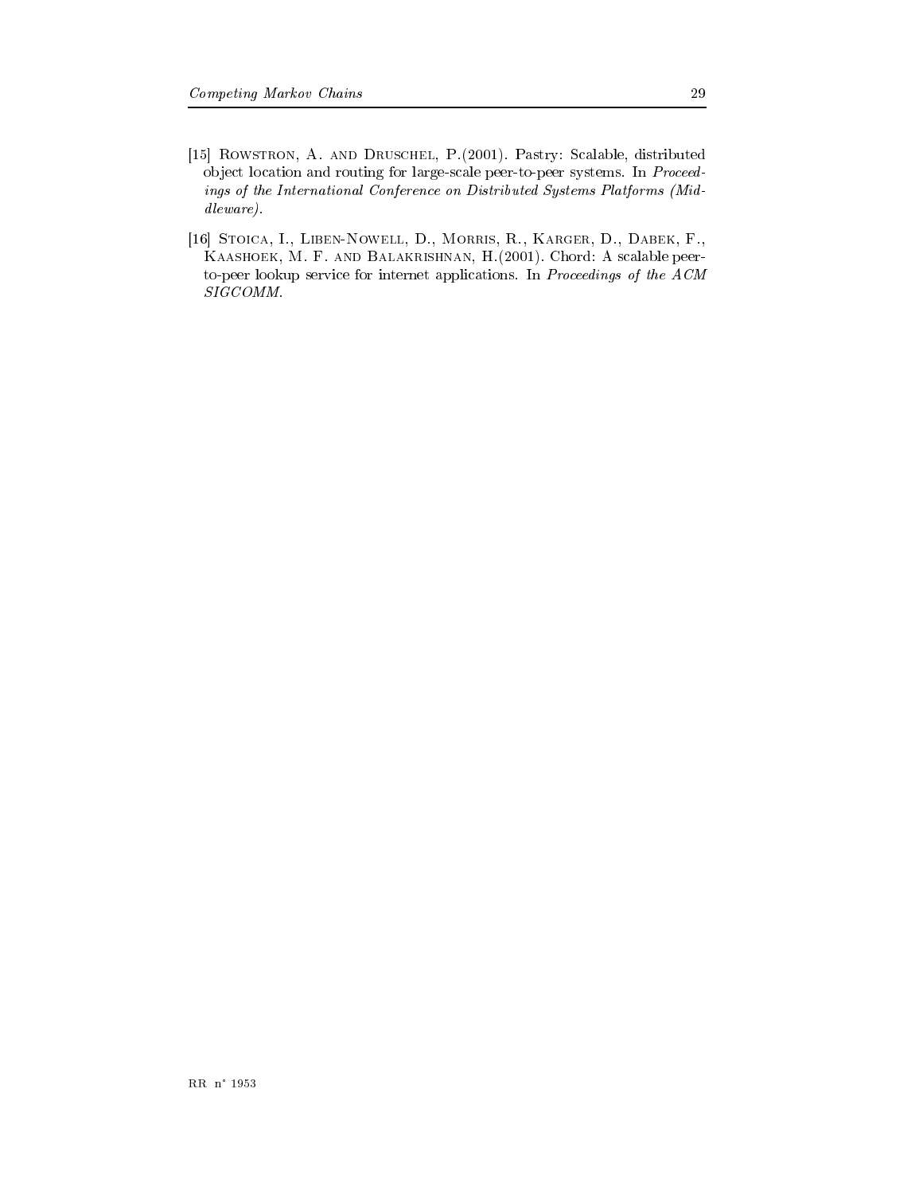[15] Rowstron, A. and Druschel, P.(2001). Pastry: Scalable, distributed object location and routing for large-scale peer-to-peer systems. In *Proceedings of the International Conference on Distributed Systems Platforms (Middleware)*.

[16] Stoica, I., Liben-Nowell, D., Morris, R., Karger, D., Dabek, F., Kaashoek, M. F. and Balakrishnan, H.(2001). Chord: A scalable peer-to-peer lookup service for internet applications. In *Proceedings of the ACM SIGCOMM*.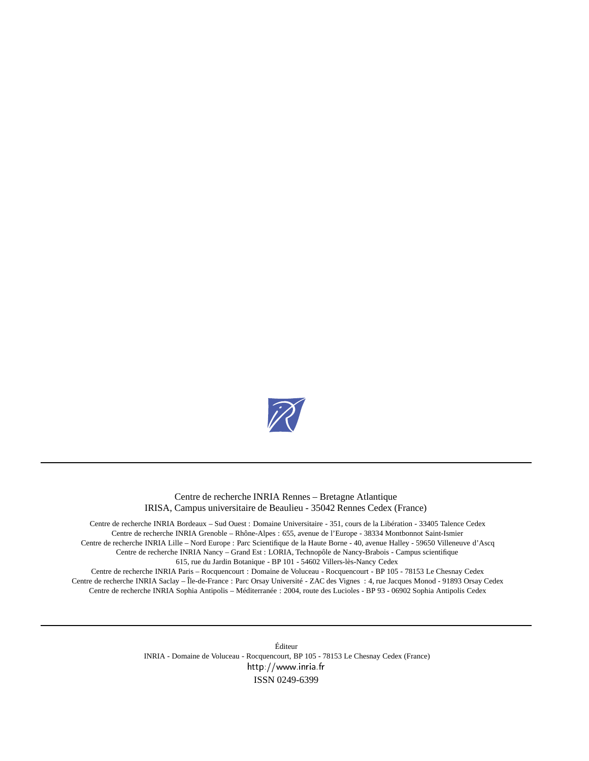Centre de recherche INRIA Rennes – Bretagne Atlantique
IRISA, Campus universitaire de Beaulieu - 35042 Rennes Cedex (France)

Centre de recherche INRIA Bordeaux – Sud Ouest : Domaine Universitaire - 351, cours de la Libération - 33405 Talence Cedex
Centre de recherche INRIA Grenoble – Rhône-Alpes : 655, avenue de l'Europe - 38334 Montbonnot Saint-Ismier
Centre de recherche INRIA Lille – Nord Europe : Parc Scientifique de la Haute Borne - 40, avenue Halley - 59650 Villeneuve d'Ascq
Centre de recherche INRIA Nancy – Grand Est : LORIA, Technopôle de Nancy-Brabois - Campus scientifique
615, rue du Jardin Botanique - BP 101 - 54602 Villers-lès-Nancy Cedex
Centre de recherche INRIA Paris – Rocquencourt : Domaine de Voluceau - Rocquencourt - BP 105 - 78153 Le Chesnay Cedex
Centre de recherche INRIA Saclay – Île-de-France : Parc Orsay Université - ZAC des Vignes : 4, rue Jacques Monod - 91893 Orsay Cedex
Centre de recherche INRIA Sophia Antipolis – Méditerranée : 2004, route des Lucioles - BP 93 - 06902 Sophia Antipolis Cedex

Éditeur
INRIA - Domaine de Voluceau - Rocquencourt, BP 105 - 78153 Le Chesnay Cedex (France)
http://www.inria.fr
ISSN 0249-6399